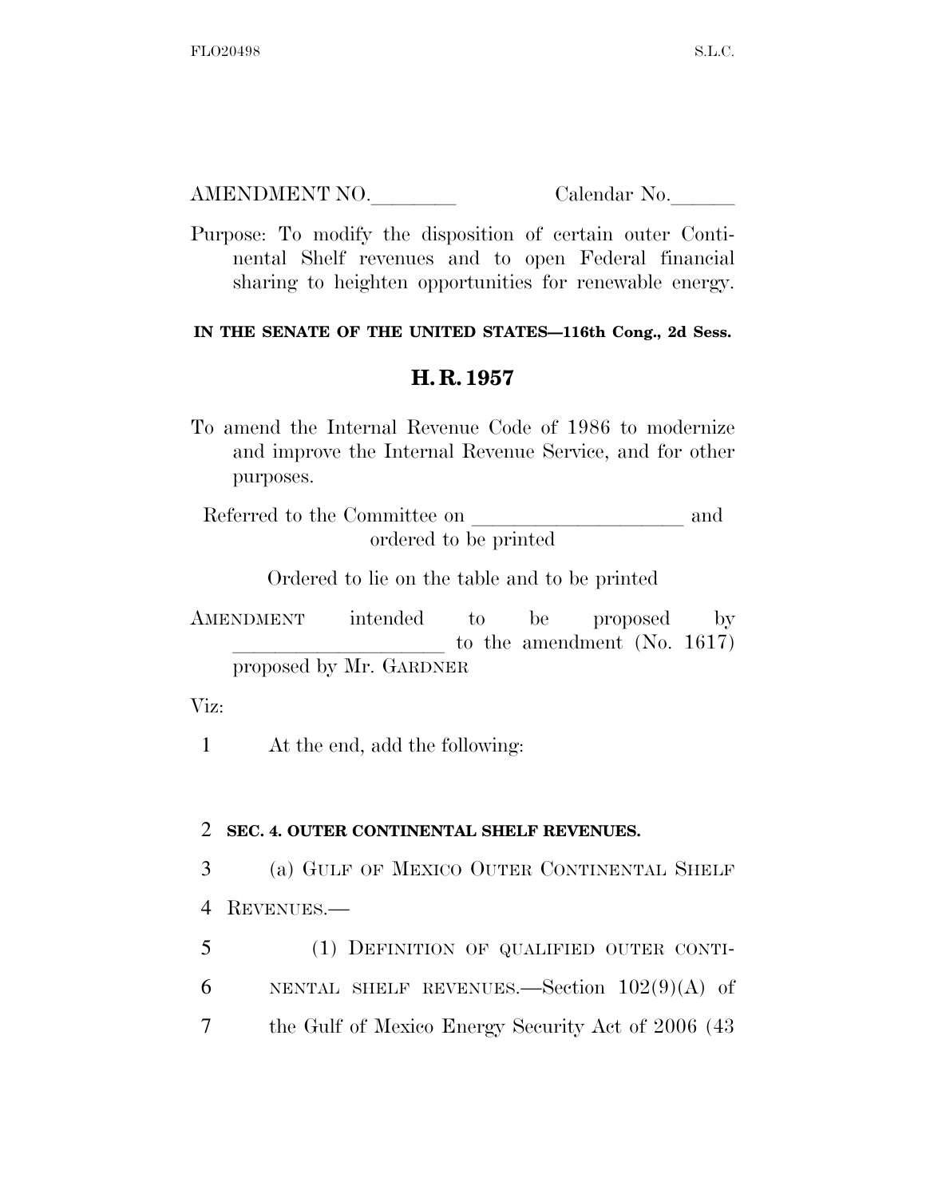AMENDMENT NO.________ Calendar No.______

Purpose: To modify the disposition of certain outer Continental Shelf revenues and to open Federal financial sharing to heighten opportunities for renewable energy.

**IN THE SENATE OF THE UNITED STATES—116th Cong., 2d Sess.**

# H. R. 1957

To amend the Internal Revenue Code of 1986 to modernize and improve the Internal Revenue Service, and for other purposes.

Referred to the Committee on ____________________ and ordered to be printed

Ordered to lie on the table and to be printed

AMENDMENT intended to be proposed by ____________________ to the amendment (No. 1617) proposed by Mr. GARDNER

Viz:

1 At the end, add the following:

2 **SEC. 4. OUTER CONTINENTAL SHELF REVENUES.**

3 (a) GULF OF MEXICO OUTER CONTINENTAL SHELF
4 REVENUES.—

5 (1) DEFINITION OF QUALIFIED OUTER CONTI-
6 NENTAL SHELF REVENUES.—Section 102(9)(A) of
7 the Gulf of Mexico Energy Security Act of 2006 (43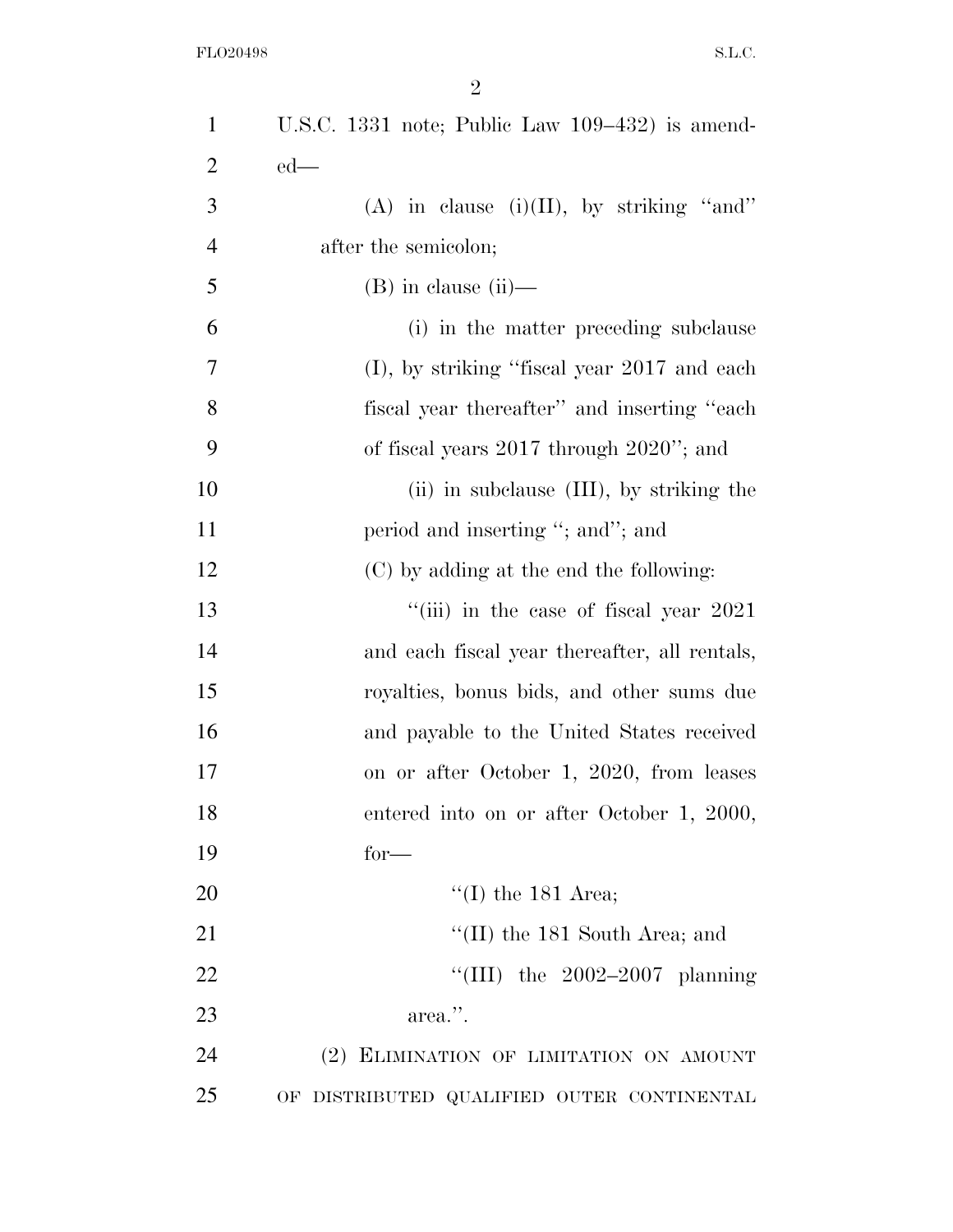U.S.C. 1331 note; Public Law 109–432) is amended—

(A) in clause (i)(II), by striking "and" after the semicolon;

(B) in clause (ii)—

(i) in the matter preceding subclause (I), by striking "fiscal year 2017 and each fiscal year thereafter" and inserting "each of fiscal years 2017 through 2020"; and

(ii) in subclause (III), by striking the period and inserting "; and"; and

(C) by adding at the end the following:

"(iii) in the case of fiscal year 2021 and each fiscal year thereafter, all rentals, royalties, bonus bids, and other sums due and payable to the United States received on or after October 1, 2020, from leases entered into on or after October 1, 2000, for—

"(I) the 181 Area;

"(II) the 181 South Area; and

"(III) the 2002–2007 planning area.".

(2) ELIMINATION OF LIMITATION ON AMOUNT OF DISTRIBUTED QUALIFIED OUTER CONTINENTAL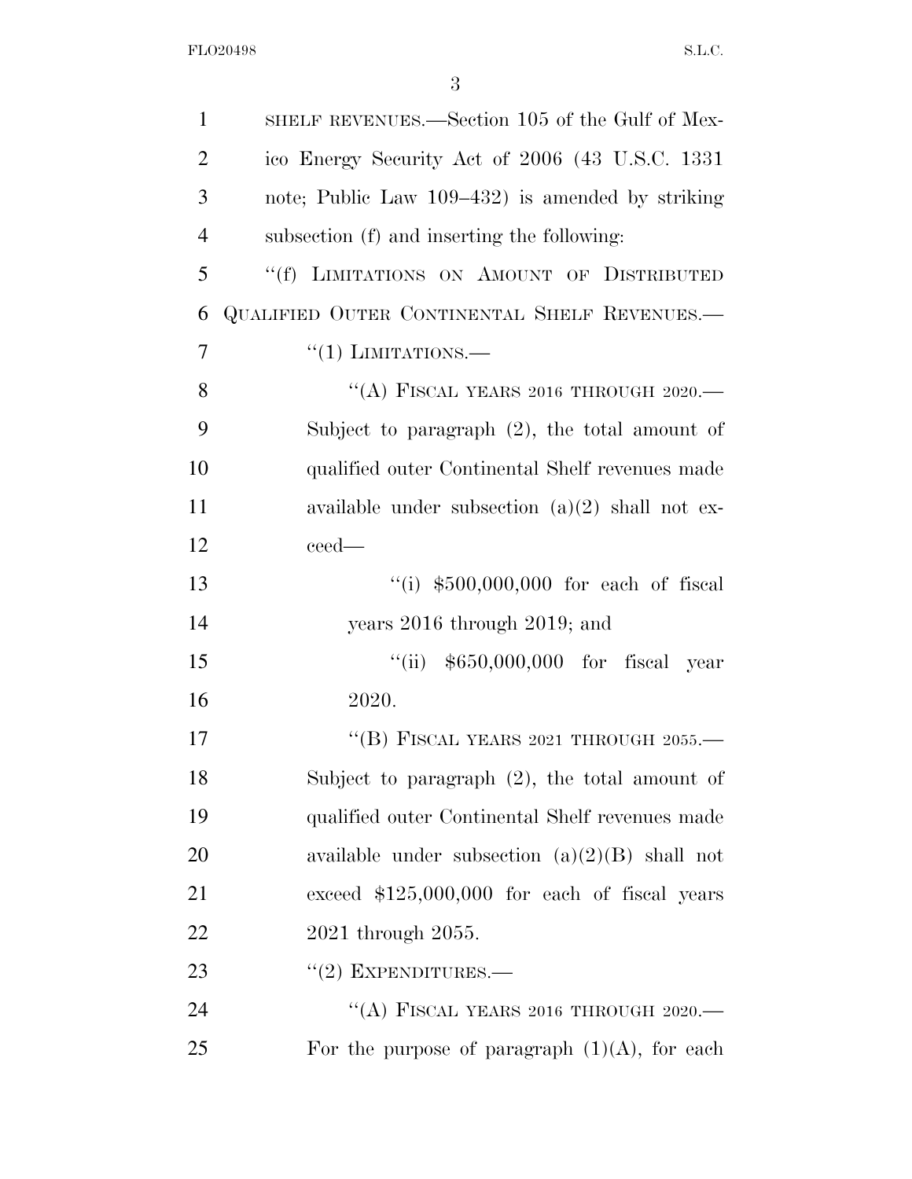SHELF REVENUES.—Section 105 of the Gulf of Mexico Energy Security Act of 2006 (43 U.S.C. 1331 note; Public Law 109–432) is amended by striking subsection (f) and inserting the following:

"(f) LIMITATIONS ON AMOUNT OF DISTRIBUTED QUALIFIED OUTER CONTINENTAL SHELF REVENUES.—

"(1) LIMITATIONS.—

"(A) FISCAL YEARS 2016 THROUGH 2020.—Subject to paragraph (2), the total amount of qualified outer Continental Shelf revenues made available under subsection (a)(2) shall not exceed—

"(i) $500,000,000 for each of fiscal years 2016 through 2019; and

"(ii) $650,000,000 for fiscal year 2020.

"(B) FISCAL YEARS 2021 THROUGH 2055.—Subject to paragraph (2), the total amount of qualified outer Continental Shelf revenues made available under subsection (a)(2)(B) shall not exceed $125,000,000 for each of fiscal years 2021 through 2055.

"(2) EXPENDITURES.—

"(A) FISCAL YEARS 2016 THROUGH 2020.—For the purpose of paragraph (1)(A), for each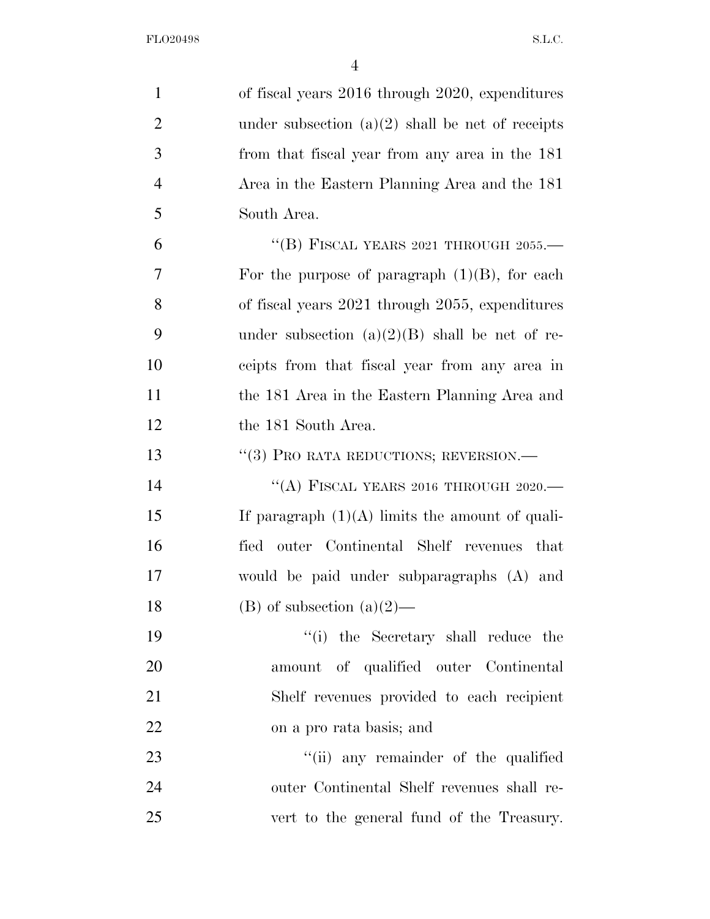of fiscal years 2016 through 2020, expenditures under subsection (a)(2) shall be net of receipts from that fiscal year from any area in the 181 Area in the Eastern Planning Area and the 181 South Area.

"(B) FISCAL YEARS 2021 THROUGH 2055.—For the purpose of paragraph (1)(B), for each of fiscal years 2021 through 2055, expenditures under subsection (a)(2)(B) shall be net of receipts from that fiscal year from any area in the 181 Area in the Eastern Planning Area and the 181 South Area.

"(3) PRO RATA REDUCTIONS; REVERSION.—

"(A) FISCAL YEARS 2016 THROUGH 2020.—If paragraph (1)(A) limits the amount of qualified outer Continental Shelf revenues that would be paid under subparagraphs (A) and (B) of subsection (a)(2)—

"(i) the Secretary shall reduce the amount of qualified outer Continental Shelf revenues provided to each recipient on a pro rata basis; and

"(ii) any remainder of the qualified outer Continental Shelf revenues shall revert to the general fund of the Treasury.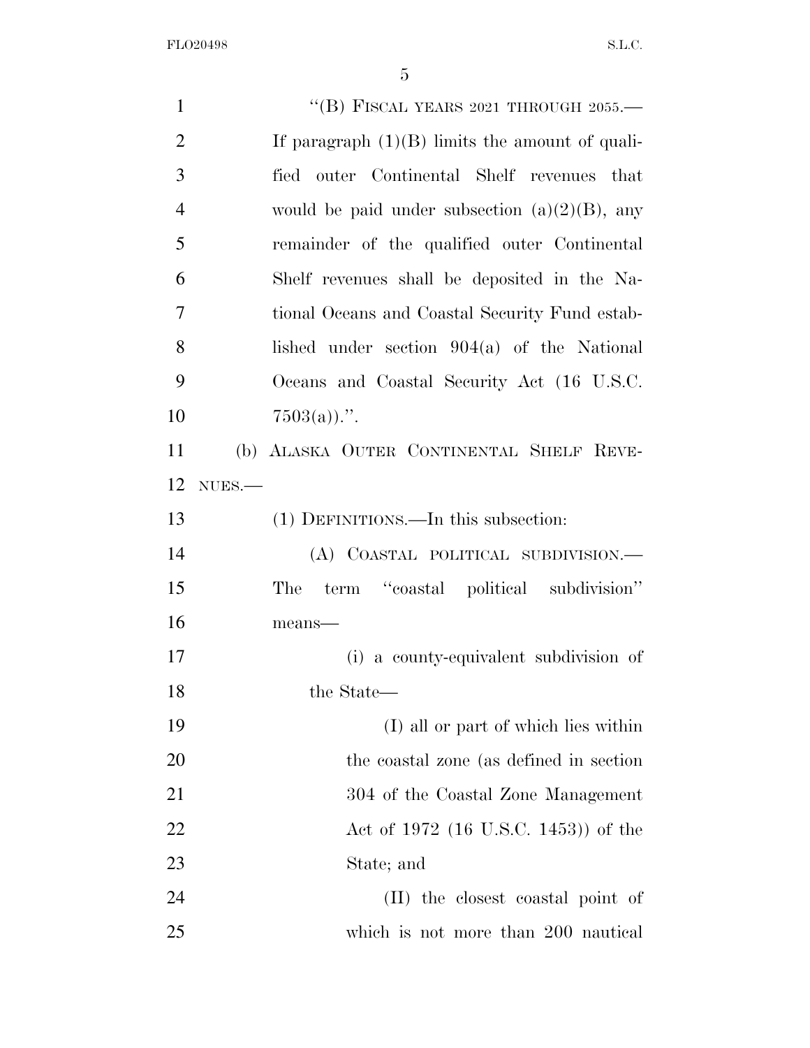"(B) FISCAL YEARS 2021 THROUGH 2055.— If paragraph (1)(B) limits the amount of qualified outer Continental Shelf revenues that would be paid under subsection (a)(2)(B), any remainder of the qualified outer Continental Shelf revenues shall be deposited in the National Oceans and Coastal Security Fund established under section 904(a) of the National Oceans and Coastal Security Act (16 U.S.C. 7503(a)).".

(b) ALASKA OUTER CONTINENTAL SHELF REVENUES.—

(1) DEFINITIONS.—In this subsection:

(A) COASTAL POLITICAL SUBDIVISION.— The term "coastal political subdivision" means—

(i) a county-equivalent subdivision of the State—

(I) all or part of which lies within the coastal zone (as defined in section 304 of the Coastal Zone Management Act of 1972 (16 U.S.C. 1453)) of the State; and

(II) the closest coastal point of which is not more than 200 nautical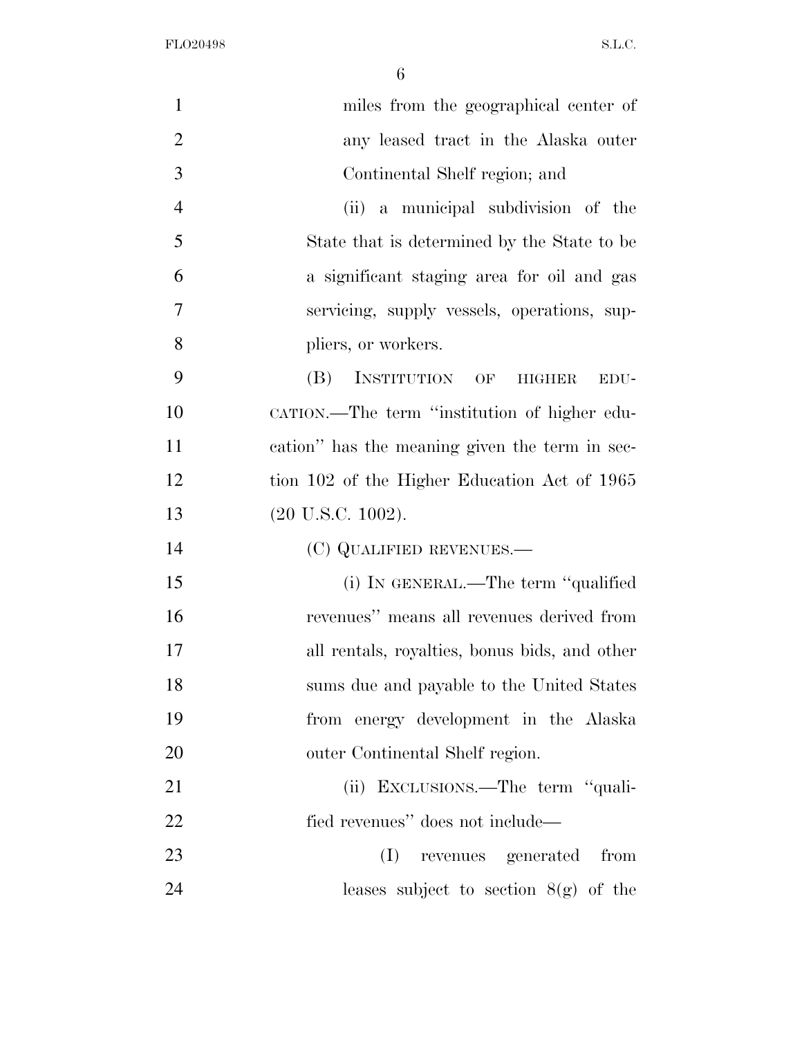miles from the geographical center of any leased tract in the Alaska outer Continental Shelf region; and

(ii) a municipal subdivision of the State that is determined by the State to be a significant staging area for oil and gas servicing, supply vessels, operations, suppliers, or workers.

(B) INSTITUTION OF HIGHER EDUCATION.—The term "institution of higher education" has the meaning given the term in section 102 of the Higher Education Act of 1965 (20 U.S.C. 1002).

(C) QUALIFIED REVENUES.—

(i) IN GENERAL.—The term "qualified revenues" means all revenues derived from all rentals, royalties, bonus bids, and other sums due and payable to the United States from energy development in the Alaska outer Continental Shelf region.

(ii) EXCLUSIONS.—The term "qualified revenues" does not include—

(I) revenues generated from leases subject to section 8(g) of the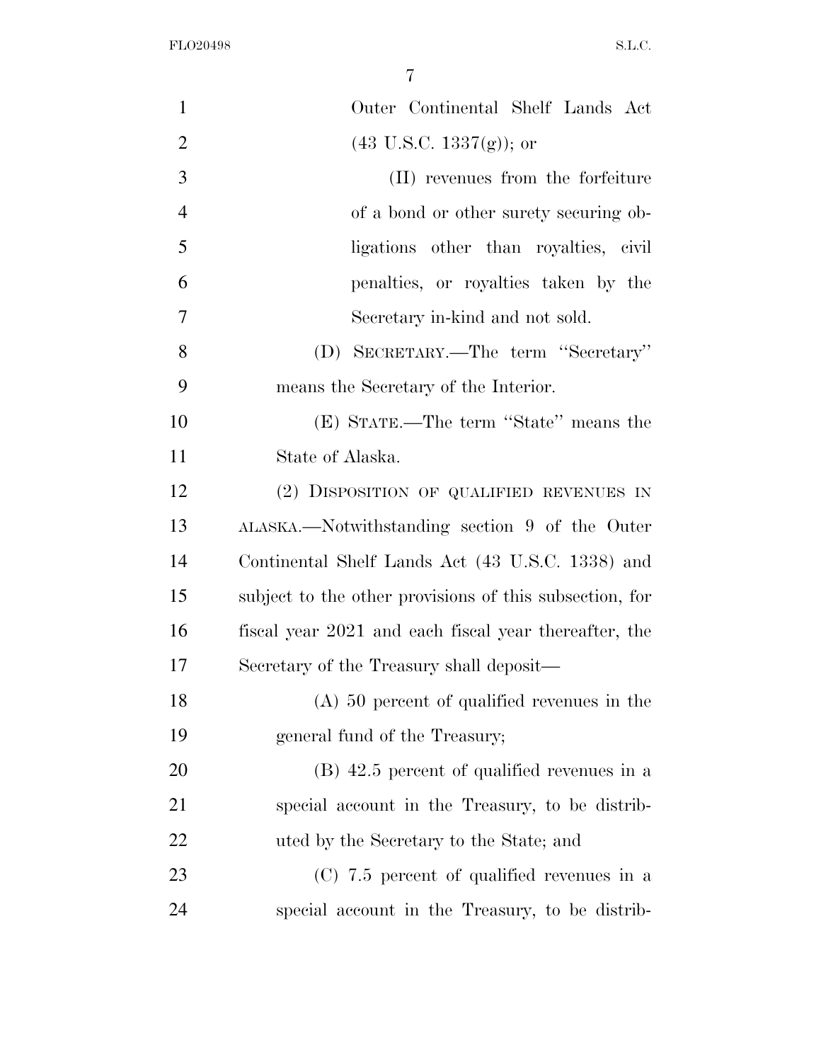Outer Continental Shelf Lands Act (43 U.S.C. 1337(g)); or

(II) revenues from the forfeiture of a bond or other surety securing obligations other than royalties, civil penalties, or royalties taken by the Secretary in-kind and not sold.

(D) SECRETARY.—The term ''Secretary'' means the Secretary of the Interior.

(E) STATE.—The term ''State'' means the State of Alaska.

(2) DISPOSITION OF QUALIFIED REVENUES IN ALASKA.—Notwithstanding section 9 of the Outer Continental Shelf Lands Act (43 U.S.C. 1338) and subject to the other provisions of this subsection, for fiscal year 2021 and each fiscal year thereafter, the Secretary of the Treasury shall deposit—

(A) 50 percent of qualified revenues in the general fund of the Treasury;

(B) 42.5 percent of qualified revenues in a special account in the Treasury, to be distributed by the Secretary to the State; and

(C) 7.5 percent of qualified revenues in a special account in the Treasury, to be distrib-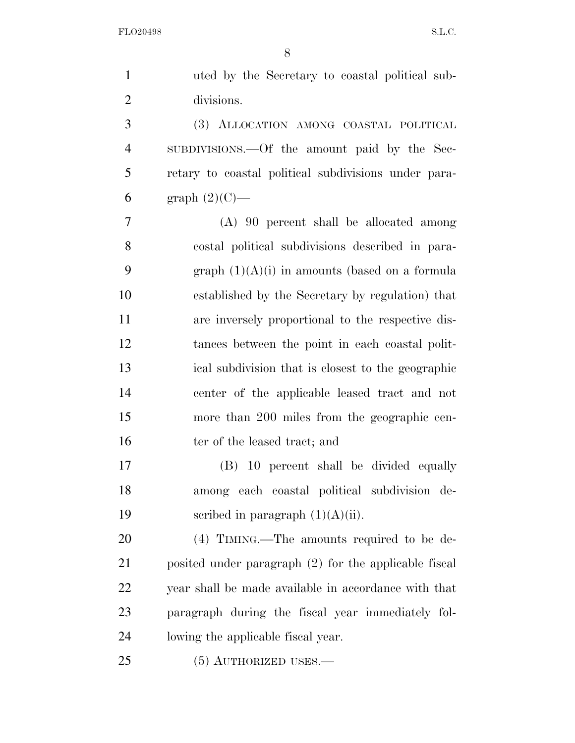uted by the Secretary to coastal political subdivisions.

(3) ALLOCATION AMONG COASTAL POLITICAL SUBDIVISIONS.—Of the amount paid by the Secretary to coastal political subdivisions under paragraph (2)(C)—

(A) 90 percent shall be allocated among costal political subdivisions described in paragraph (1)(A)(i) in amounts (based on a formula established by the Secretary by regulation) that are inversely proportional to the respective distances between the point in each coastal political subdivision that is closest to the geographic center of the applicable leased tract and not more than 200 miles from the geographic center of the leased tract; and

(B) 10 percent shall be divided equally among each coastal political subdivision described in paragraph (1)(A)(ii).

(4) TIMING.—The amounts required to be deposited under paragraph (2) for the applicable fiscal year shall be made available in accordance with that paragraph during the fiscal year immediately following the applicable fiscal year.

(5) AUTHORIZED USES.—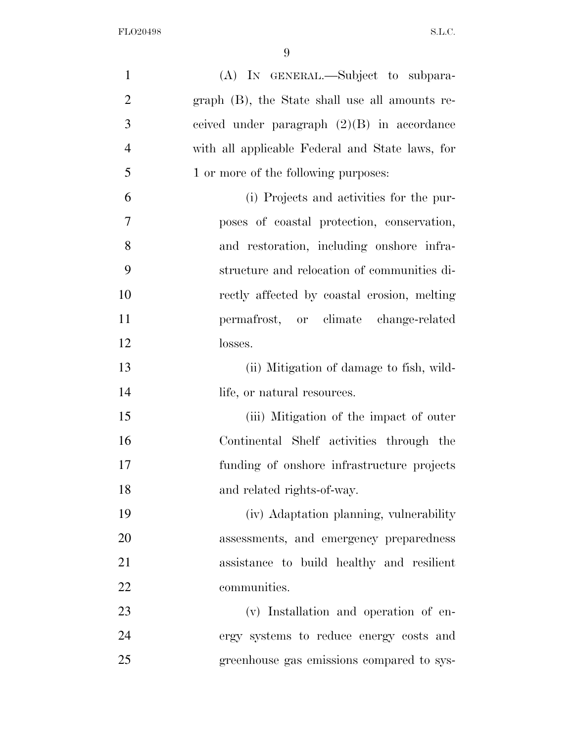(A) IN GENERAL.—Subject to subparagraph (B), the State shall use all amounts received under paragraph (2)(B) in accordance with all applicable Federal and State laws, for 1 or more of the following purposes:

(i) Projects and activities for the purposes of coastal protection, conservation, and restoration, including onshore infrastructure and relocation of communities directly affected by coastal erosion, melting permafrost, or climate change-related losses.

(ii) Mitigation of damage to fish, wildlife, or natural resources.

(iii) Mitigation of the impact of outer Continental Shelf activities through the funding of onshore infrastructure projects and related rights-of-way.

(iv) Adaptation planning, vulnerability assessments, and emergency preparedness assistance to build healthy and resilient communities.

(v) Installation and operation of energy systems to reduce energy costs and greenhouse gas emissions compared to sys-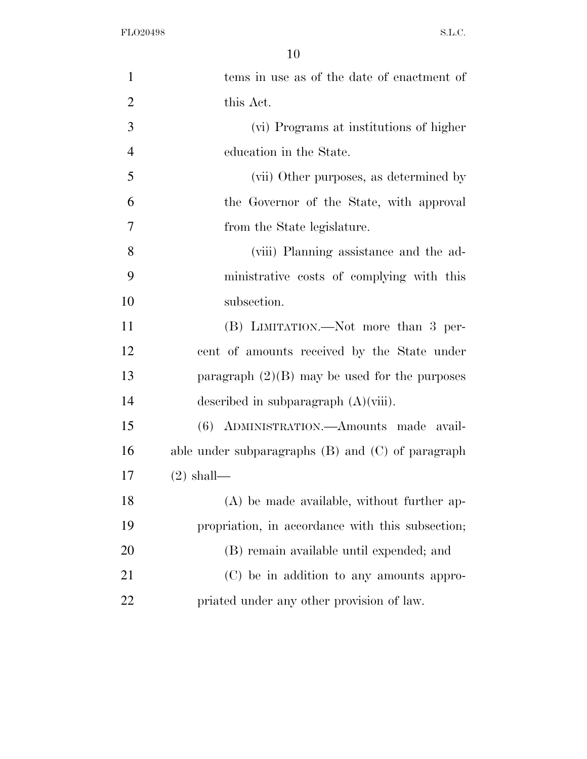tems in use as of the date of enactment of this Act.

(vi) Programs at institutions of higher education in the State.

(vii) Other purposes, as determined by the Governor of the State, with approval from the State legislature.

(viii) Planning assistance and the administrative costs of complying with this subsection.

(B) LIMITATION.—Not more than 3 percent of amounts received by the State under paragraph (2)(B) may be used for the purposes described in subparagraph (A)(viii).

(6) ADMINISTRATION.—Amounts made available under subparagraphs (B) and (C) of paragraph (2) shall—

(A) be made available, without further appropriation, in accordance with this subsection;

(B) remain available until expended; and

(C) be in addition to any amounts appropriated under any other provision of law.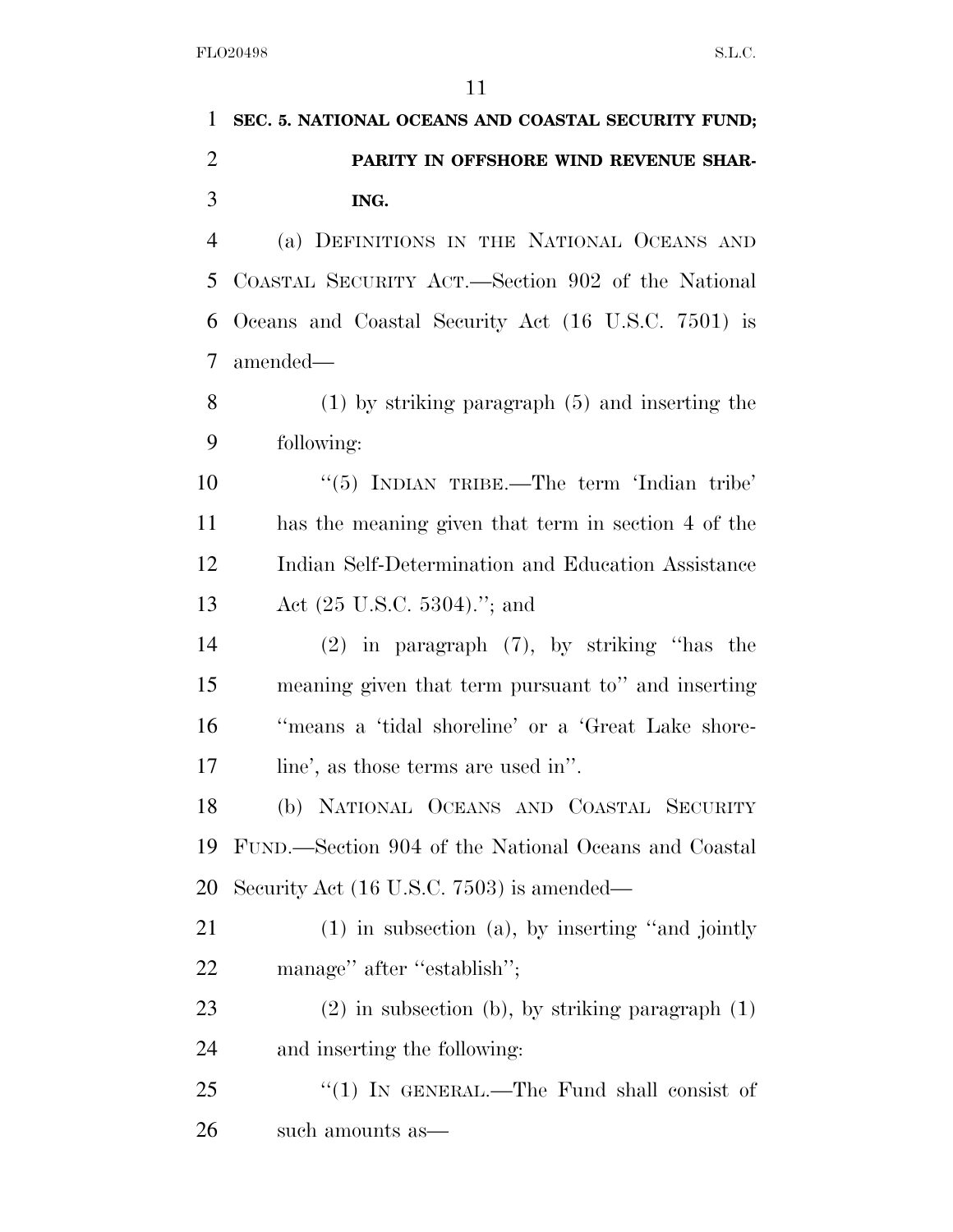**SEC. 5. NATIONAL OCEANS AND COASTAL SECURITY FUND; PARITY IN OFFSHORE WIND REVENUE SHARING.**

(a) DEFINITIONS IN THE NATIONAL OCEANS AND COASTAL SECURITY ACT.—Section 902 of the National Oceans and Coastal Security Act (16 U.S.C. 7501) is amended—

(1) by striking paragraph (5) and inserting the following:

''(5) INDIAN TRIBE.—The term 'Indian tribe' has the meaning given that term in section 4 of the Indian Self-Determination and Education Assistance Act (25 U.S.C. 5304).''; and

(2) in paragraph (7), by striking ''has the meaning given that term pursuant to'' and inserting ''means a 'tidal shoreline' or a 'Great Lake shoreline', as those terms are used in''.

(b) NATIONAL OCEANS AND COASTAL SECURITY FUND.—Section 904 of the National Oceans and Coastal Security Act (16 U.S.C. 7503) is amended—

(1) in subsection (a), by inserting ''and jointly manage'' after ''establish'';

(2) in subsection (b), by striking paragraph (1) and inserting the following:

''(1) IN GENERAL.—The Fund shall consist of such amounts as—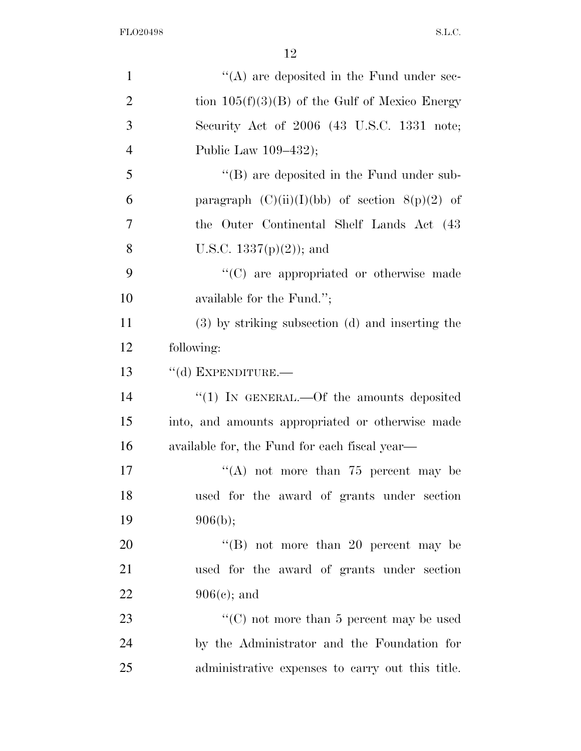"(A) are deposited in the Fund under section 105(f)(3)(B) of the Gulf of Mexico Energy Security Act of 2006 (43 U.S.C. 1331 note; Public Law 109–432);

"(B) are deposited in the Fund under subparagraph (C)(ii)(I)(bb) of section 8(p)(2) of the Outer Continental Shelf Lands Act (43 U.S.C. 1337(p)(2)); and

"(C) are appropriated or otherwise made available for the Fund.";

(3) by striking subsection (d) and inserting the following:

"(d) EXPENDITURE.—

"(1) IN GENERAL.—Of the amounts deposited into, and amounts appropriated or otherwise made available for, the Fund for each fiscal year—

"(A) not more than 75 percent may be used for the award of grants under section 906(b);

"(B) not more than 20 percent may be used for the award of grants under section 906(c); and

"(C) not more than 5 percent may be used by the Administrator and the Foundation for administrative expenses to carry out this title.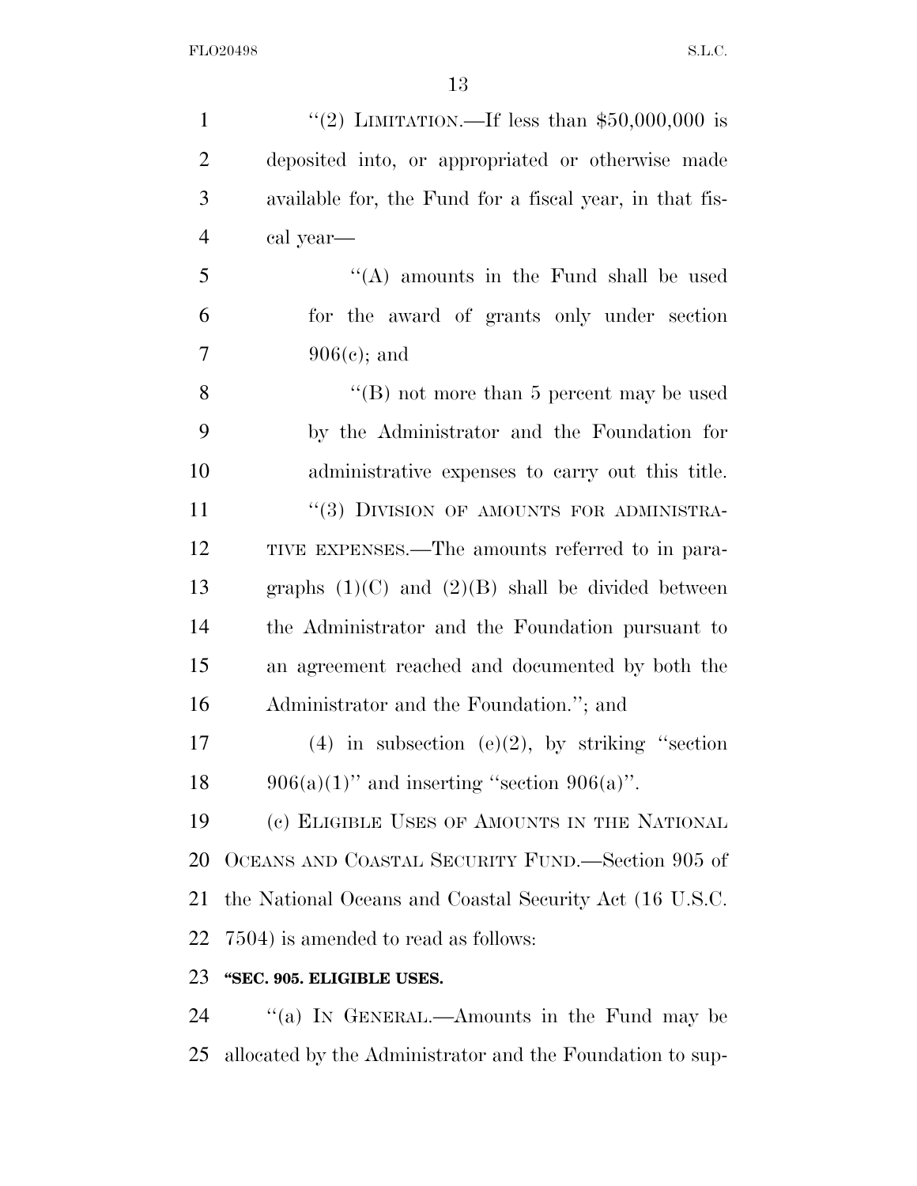"(2) LIMITATION.—If less than $50,000,000 is deposited into, or appropriated or otherwise made available for, the Fund for a fiscal year, in that fiscal year—

"(A) amounts in the Fund shall be used for the award of grants only under section 906(c); and

"(B) not more than 5 percent may be used by the Administrator and the Foundation for administrative expenses to carry out this title.

"(3) DIVISION OF AMOUNTS FOR ADMINISTRATIVE EXPENSES.—The amounts referred to in paragraphs (1)(C) and (2)(B) shall be divided between the Administrator and the Foundation pursuant to an agreement reached and documented by both the Administrator and the Foundation."; and

(4) in subsection (e)(2), by striking "section 906(a)(1)" and inserting "section 906(a)".

(c) ELIGIBLE USES OF AMOUNTS IN THE NATIONAL OCEANS AND COASTAL SECURITY FUND.—Section 905 of the National Oceans and Coastal Security Act (16 U.S.C. 7504) is amended to read as follows:

**"SEC. 905. ELIGIBLE USES.**

"(a) IN GENERAL.—Amounts in the Fund may be allocated by the Administrator and the Foundation to sup-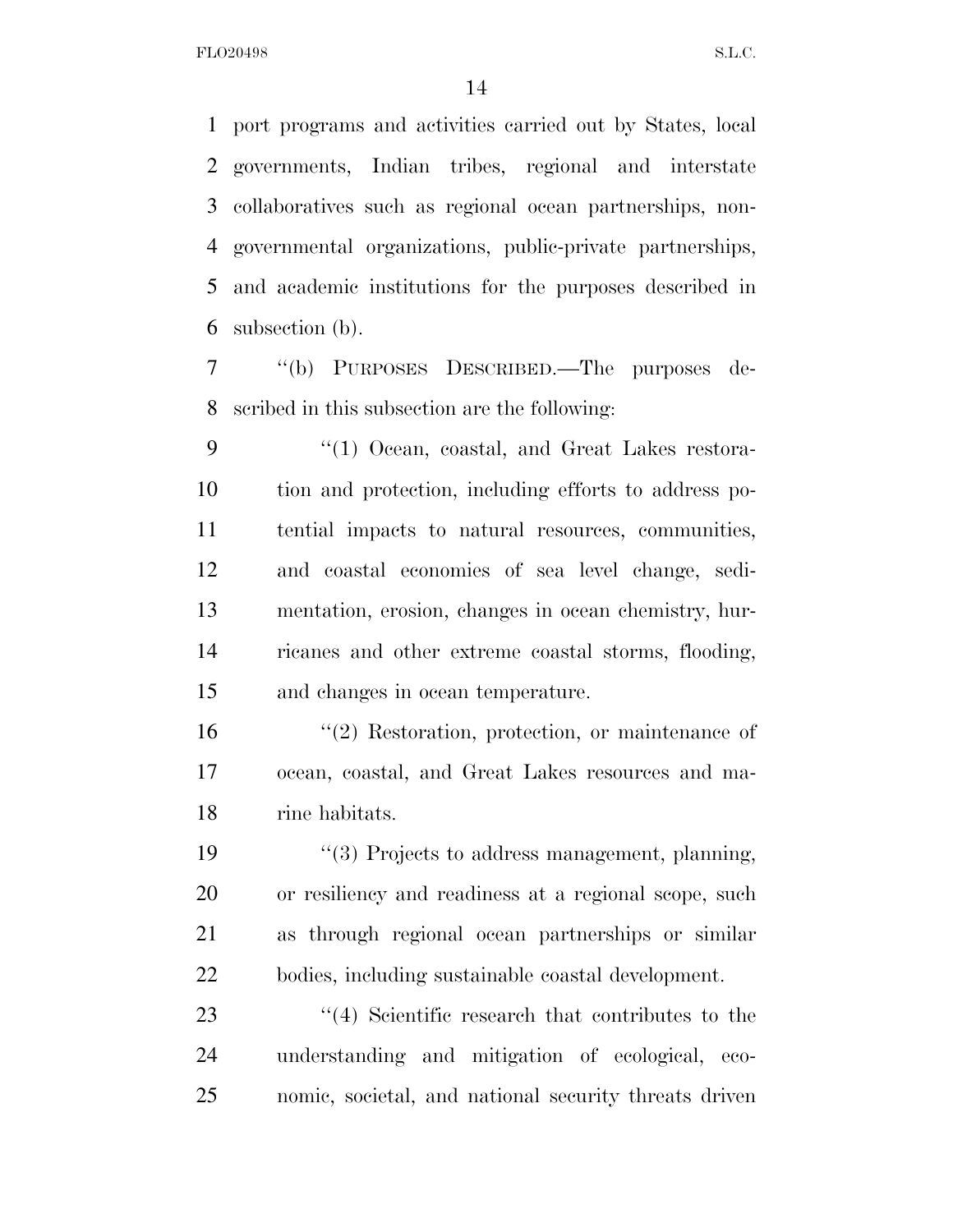port programs and activities carried out by States, local governments, Indian tribes, regional and interstate collaboratives such as regional ocean partnerships, non-governmental organizations, public-private partnerships, and academic institutions for the purposes described in subsection (b).

''(b) PURPOSES DESCRIBED.—The purposes described in this subsection are the following:

''(1) Ocean, coastal, and Great Lakes restoration and protection, including efforts to address potential impacts to natural resources, communities, and coastal economies of sea level change, sedimentation, erosion, changes in ocean chemistry, hurricanes and other extreme coastal storms, flooding, and changes in ocean temperature.

''(2) Restoration, protection, or maintenance of ocean, coastal, and Great Lakes resources and marine habitats.

''(3) Projects to address management, planning, or resiliency and readiness at a regional scope, such as through regional ocean partnerships or similar bodies, including sustainable coastal development.

''(4) Scientific research that contributes to the understanding and mitigation of ecological, economic, societal, and national security threats driven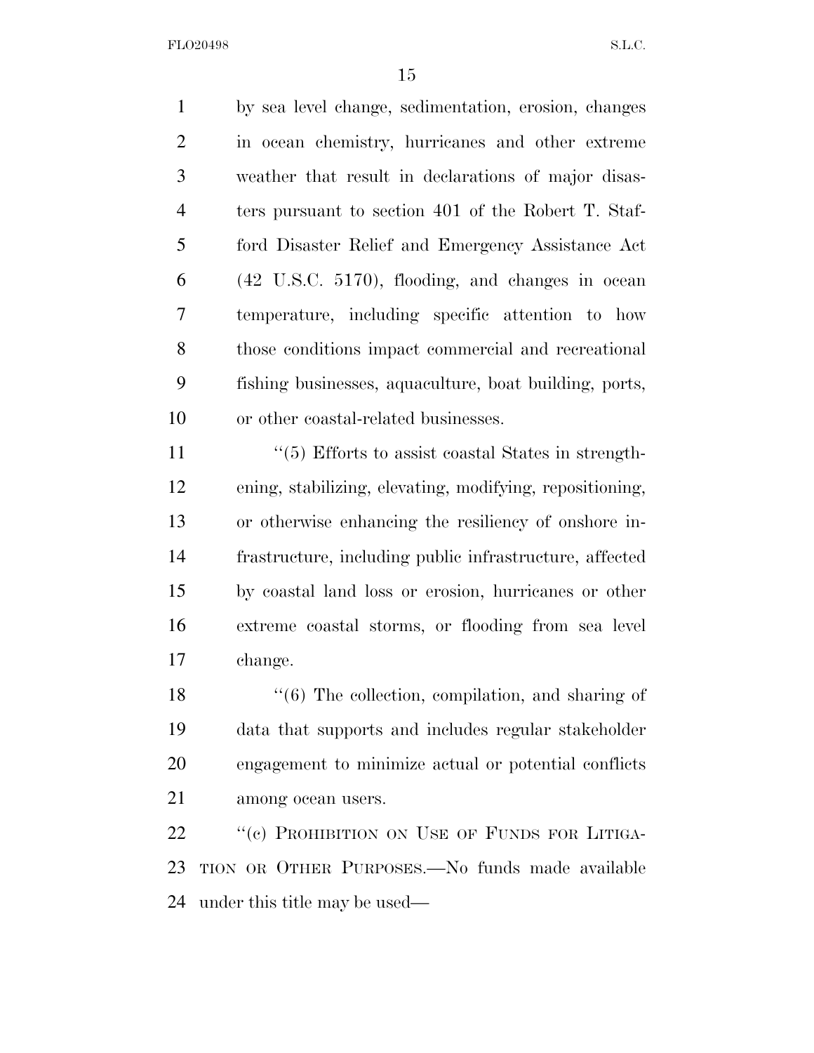by sea level change, sedimentation, erosion, changes in ocean chemistry, hurricanes and other extreme weather that result in declarations of major disasters pursuant to section 401 of the Robert T. Stafford Disaster Relief and Emergency Assistance Act (42 U.S.C. 5170), flooding, and changes in ocean temperature, including specific attention to how those conditions impact commercial and recreational fishing businesses, aquaculture, boat building, ports, or other coastal-related businesses.

''(5) Efforts to assist coastal States in strengthening, stabilizing, elevating, modifying, repositioning, or otherwise enhancing the resiliency of onshore infrastructure, including public infrastructure, affected by coastal land loss or erosion, hurricanes or other extreme coastal storms, or flooding from sea level change.

''(6) The collection, compilation, and sharing of data that supports and includes regular stakeholder engagement to minimize actual or potential conflicts among ocean users.

''(c) PROHIBITION ON USE OF FUNDS FOR LITIGATION OR OTHER PURPOSES.—No funds made available under this title may be used—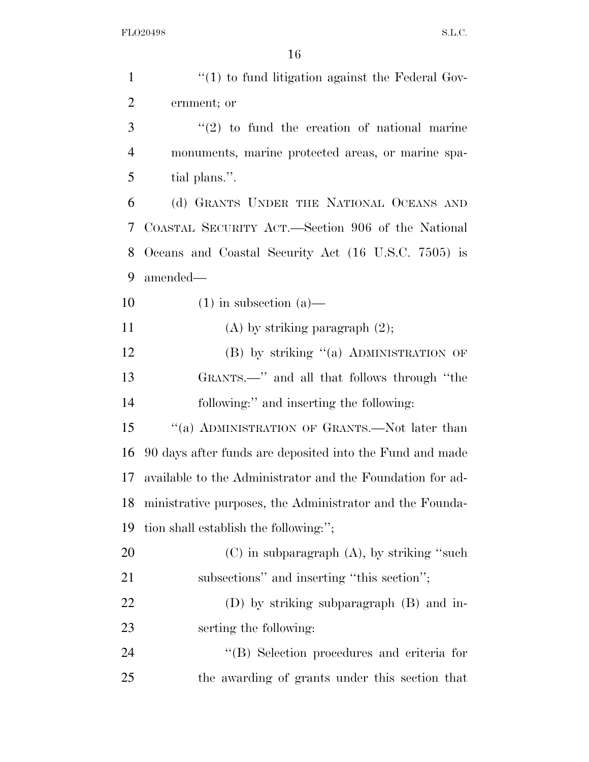''(1) to fund litigation against the Federal Government; or

''(2) to fund the creation of national marine monuments, marine protected areas, or marine spatial plans.''.

(d) GRANTS UNDER THE NATIONAL OCEANS AND COASTAL SECURITY ACT.—Section 906 of the National Oceans and Coastal Security Act (16 U.S.C. 7505) is amended—

(1) in subsection (a)—

(A) by striking paragraph (2);

(B) by striking ''(a) ADMINISTRATION OF GRANTS.—'' and all that follows through ''the following:'' and inserting the following:

''(a) ADMINISTRATION OF GRANTS.—Not later than 90 days after funds are deposited into the Fund and made available to the Administrator and the Foundation for administrative purposes, the Administrator and the Foundation shall establish the following:'';

(C) in subparagraph (A), by striking ''such subsections'' and inserting ''this section'';

(D) by striking subparagraph (B) and inserting the following:

''(B) Selection procedures and criteria for the awarding of grants under this section that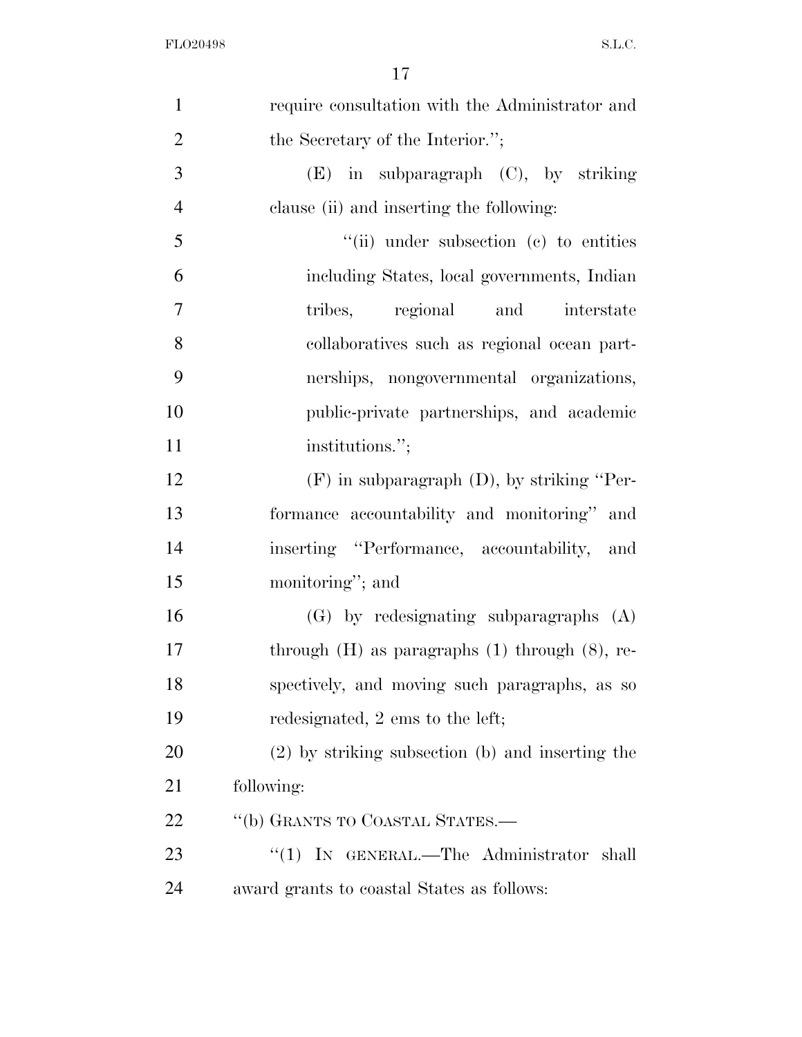require consultation with the Administrator and the Secretary of the Interior.'';

(E) in subparagraph (C), by striking clause (ii) and inserting the following:

''(ii) under subsection (c) to entities including States, local governments, Indian tribes, regional and interstate collaboratives such as regional ocean partnerships, nongovernmental organizations, public-private partnerships, and academic institutions.'';

(F) in subparagraph (D), by striking ''Performance accountability and monitoring'' and inserting ''Performance, accountability, and monitoring''; and

(G) by redesignating subparagraphs (A) through (H) as paragraphs (1) through (8), respectively, and moving such paragraphs, as so redesignated, 2 ems to the left;

(2) by striking subsection (b) and inserting the following:

''(b) GRANTS TO COASTAL STATES.—

''(1) IN GENERAL.—The Administrator shall award grants to coastal States as follows: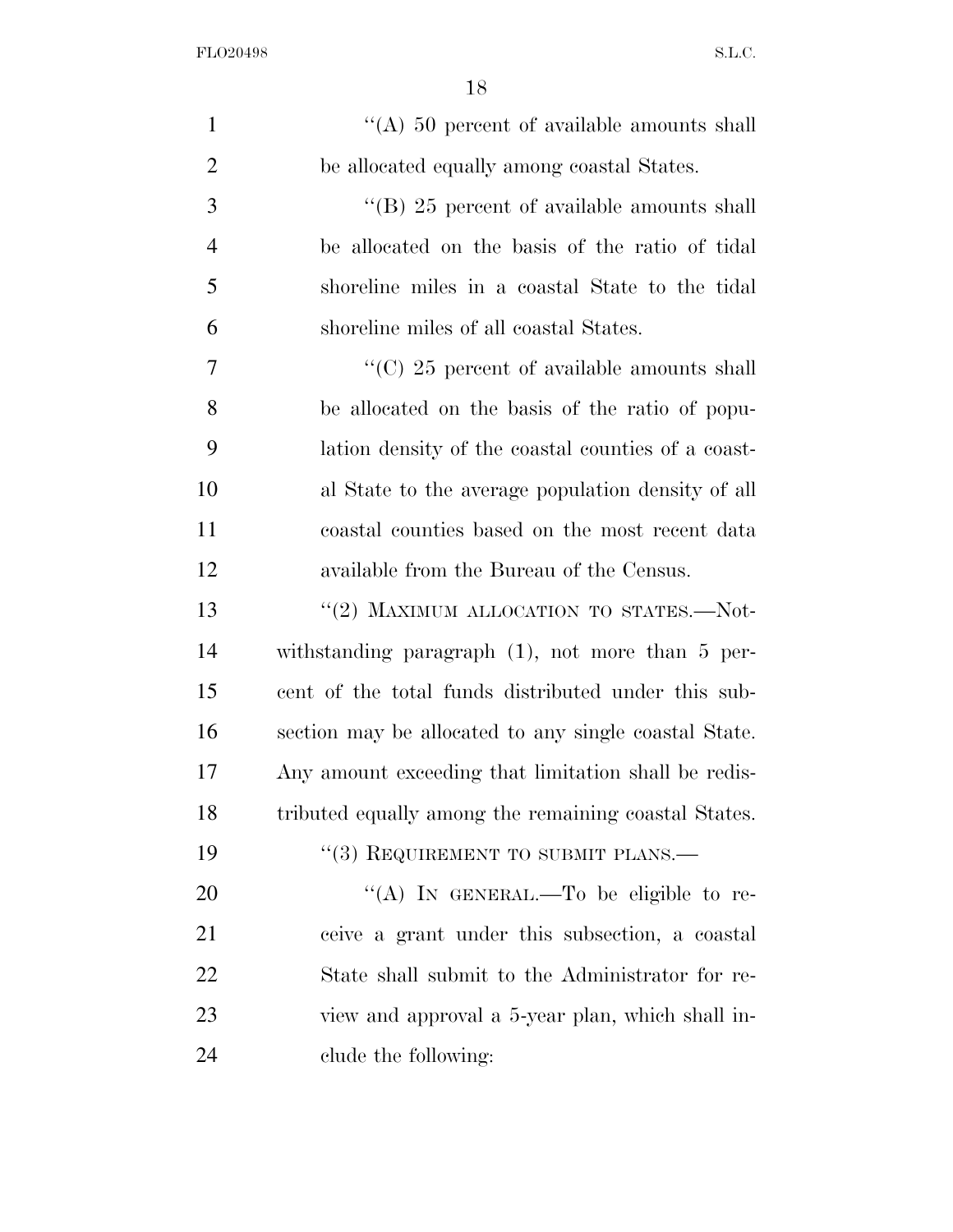''(A) 50 percent of available amounts shall be allocated equally among coastal States.

''(B) 25 percent of available amounts shall be allocated on the basis of the ratio of tidal shoreline miles in a coastal State to the tidal shoreline miles of all coastal States.

''(C) 25 percent of available amounts shall be allocated on the basis of the ratio of population density of the coastal counties of a coastal State to the average population density of all coastal counties based on the most recent data available from the Bureau of the Census.

''(2) MAXIMUM ALLOCATION TO STATES.—Notwithstanding paragraph (1), not more than 5 percent of the total funds distributed under this subsection may be allocated to any single coastal State. Any amount exceeding that limitation shall be redistributed equally among the remaining coastal States.

''(3) REQUIREMENT TO SUBMIT PLANS.—

''(A) IN GENERAL.—To be eligible to receive a grant under this subsection, a coastal State shall submit to the Administrator for review and approval a 5-year plan, which shall include the following: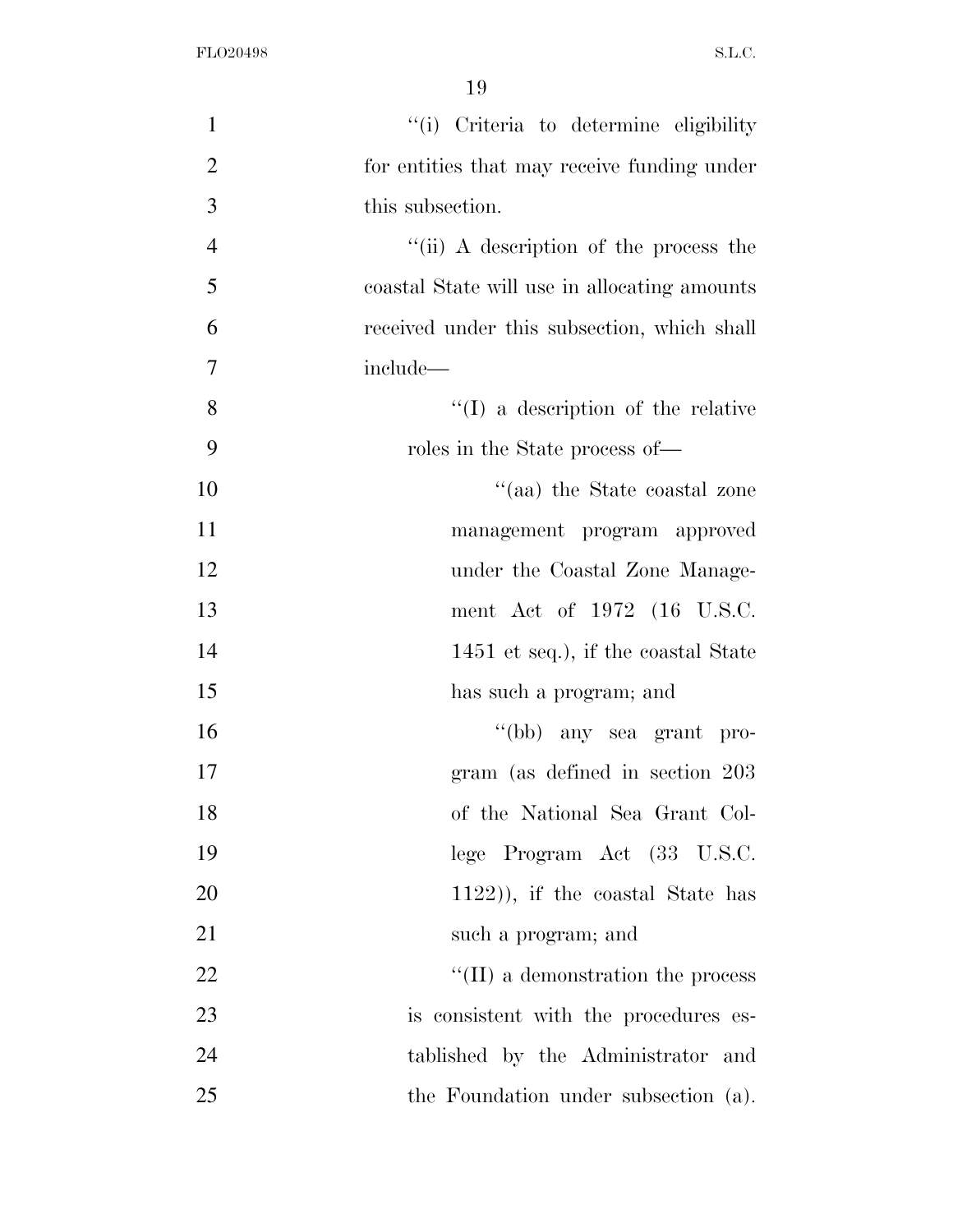''(i) Criteria to determine eligibility for entities that may receive funding under this subsection.

''(ii) A description of the process the coastal State will use in allocating amounts received under this subsection, which shall include—

''(I) a description of the relative roles in the State process of—

''(aa) the State coastal zone management program approved under the Coastal Zone Management Act of 1972 (16 U.S.C. 1451 et seq.), if the coastal State has such a program; and

''(bb) any sea grant program (as defined in section 203 of the National Sea Grant College Program Act (33 U.S.C. 1122)), if the coastal State has such a program; and

''(II) a demonstration the process is consistent with the procedures established by the Administrator and the Foundation under subsection (a).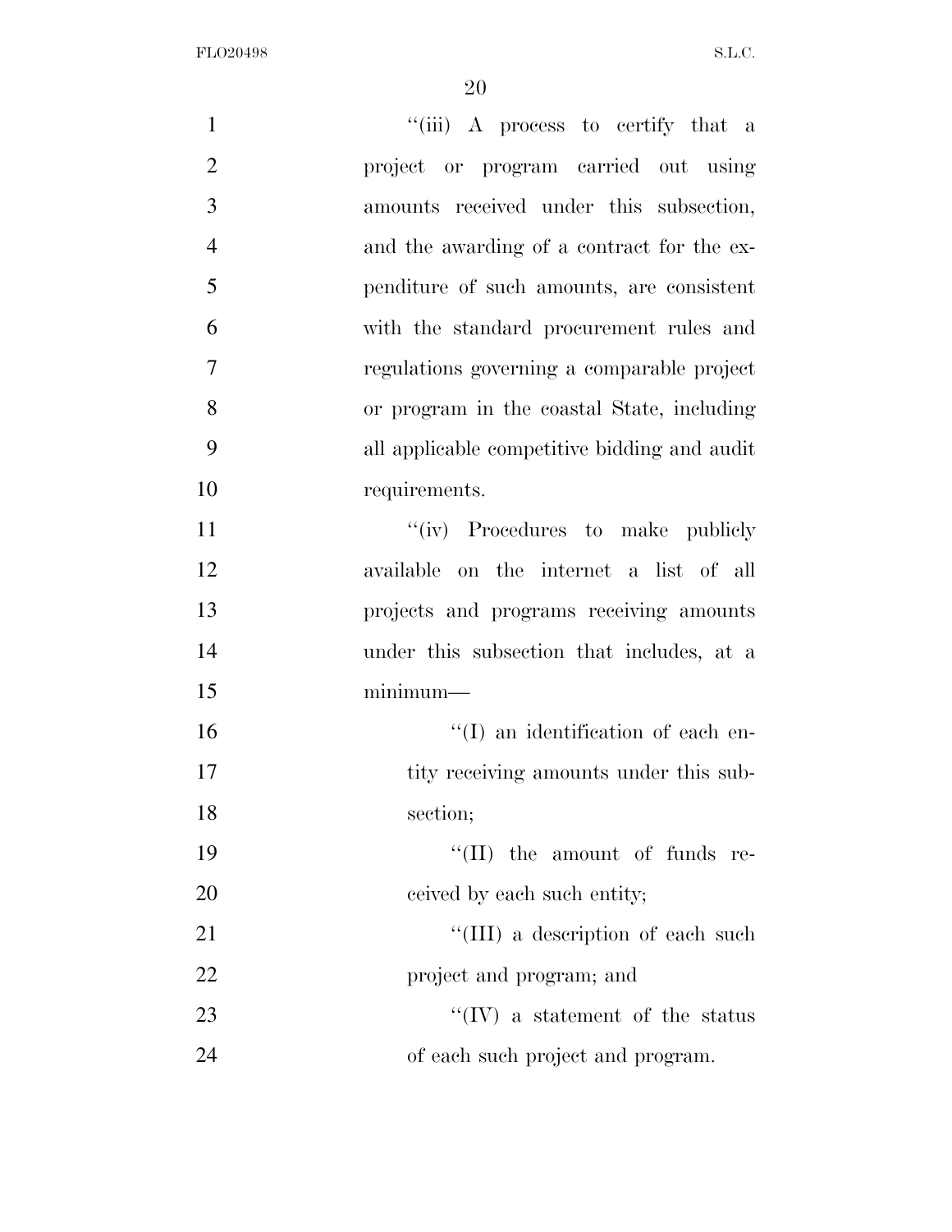"(iii) A process to certify that a project or program carried out using amounts received under this subsection, and the awarding of a contract for the expenditure of such amounts, are consistent with the standard procurement rules and regulations governing a comparable project or program in the coastal State, including all applicable competitive bidding and audit requirements.

"(iv) Procedures to make publicly available on the internet a list of all projects and programs receiving amounts under this subsection that includes, at a minimum—

"(I) an identification of each entity receiving amounts under this subsection;

"(II) the amount of funds received by each such entity;

"(III) a description of each such project and program; and

"(IV) a statement of the status of each such project and program.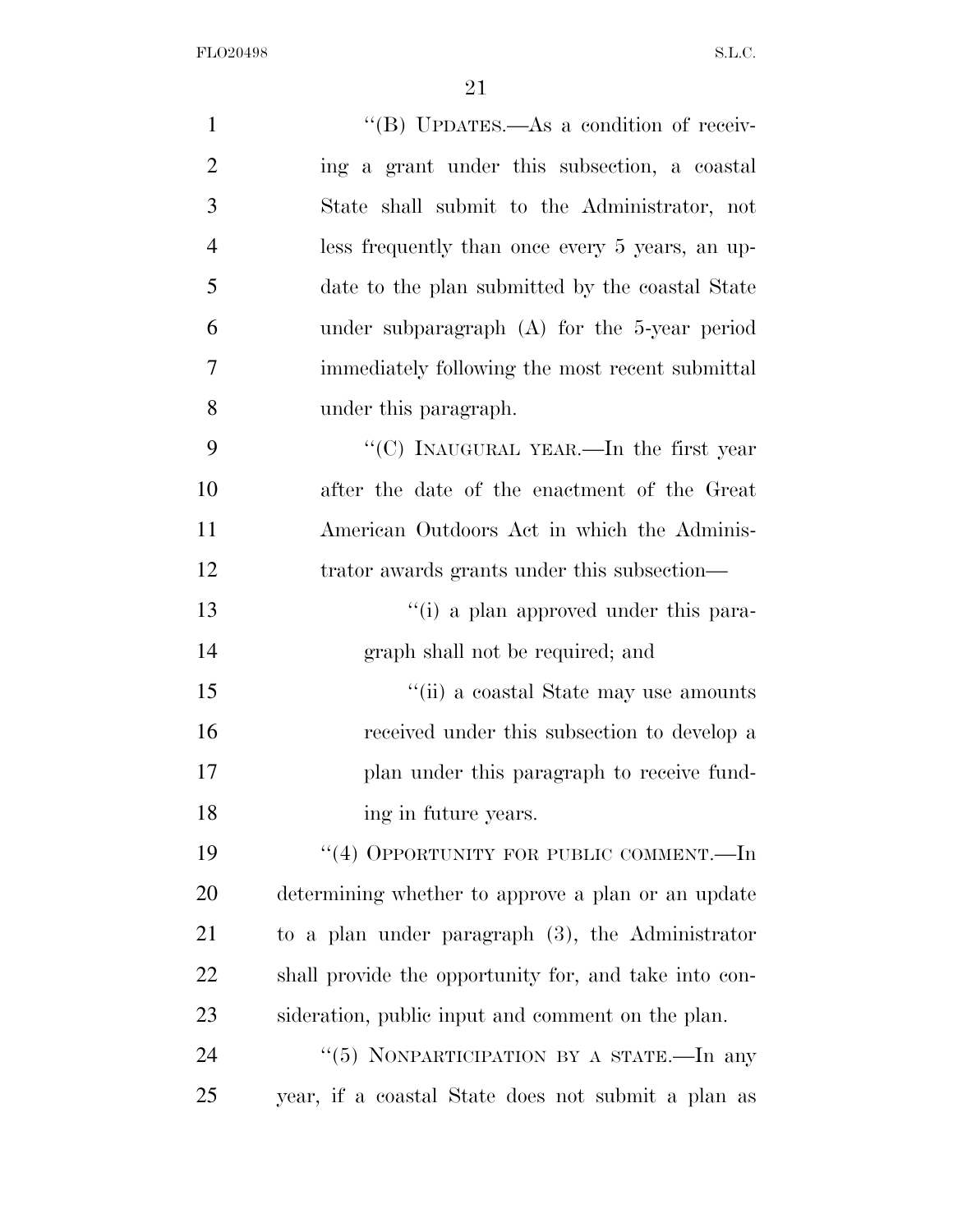"(B) UPDATES.—As a condition of receiving a grant under this subsection, a coastal State shall submit to the Administrator, not less frequently than once every 5 years, an update to the plan submitted by the coastal State under subparagraph (A) for the 5-year period immediately following the most recent submittal under this paragraph.

"(C) INAUGURAL YEAR.—In the first year after the date of the enactment of the Great American Outdoors Act in which the Administrator awards grants under this subsection—

"(i) a plan approved under this paragraph shall not be required; and

"(ii) a coastal State may use amounts received under this subsection to develop a plan under this paragraph to receive funding in future years.

"(4) OPPORTUNITY FOR PUBLIC COMMENT.—In determining whether to approve a plan or an update to a plan under paragraph (3), the Administrator shall provide the opportunity for, and take into consideration, public input and comment on the plan.

"(5) NONPARTICIPATION BY A STATE.—In any year, if a coastal State does not submit a plan as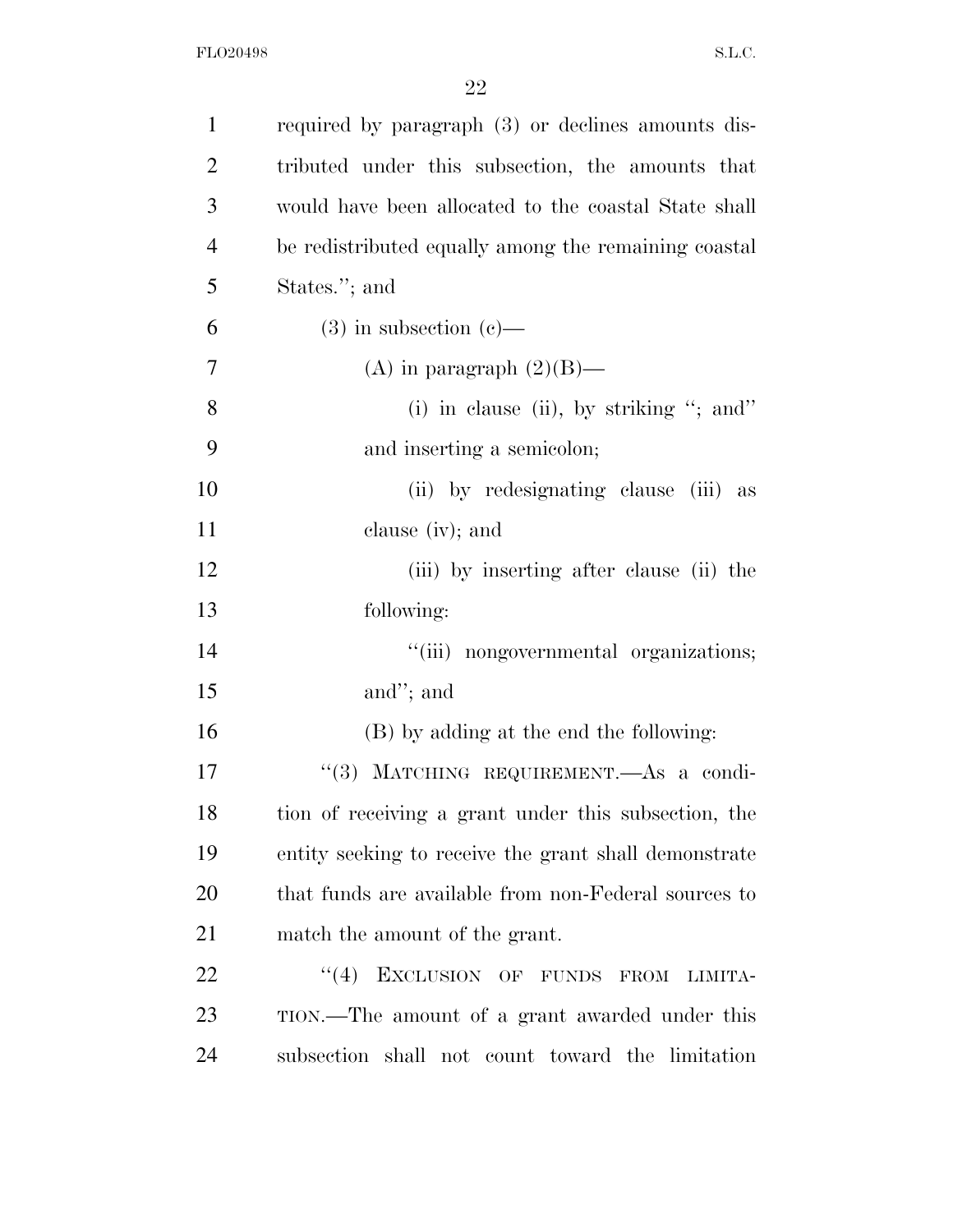required by paragraph (3) or declines amounts distributed under this subsection, the amounts that would have been allocated to the coastal State shall be redistributed equally among the remaining coastal States.''; and

(3) in subsection (c)—

(A) in paragraph (2)(B)—

(i) in clause (ii), by striking ''; and'' and inserting a semicolon;

(ii) by redesignating clause (iii) as clause (iv); and

(iii) by inserting after clause (ii) the following:

''(iii) nongovernmental organizations; and''; and

(B) by adding at the end the following:

''(3) MATCHING REQUIREMENT.—As a condition of receiving a grant under this subsection, the entity seeking to receive the grant shall demonstrate that funds are available from non-Federal sources to match the amount of the grant.

''(4) EXCLUSION OF FUNDS FROM LIMITATION.—The amount of a grant awarded under this subsection shall not count toward the limitation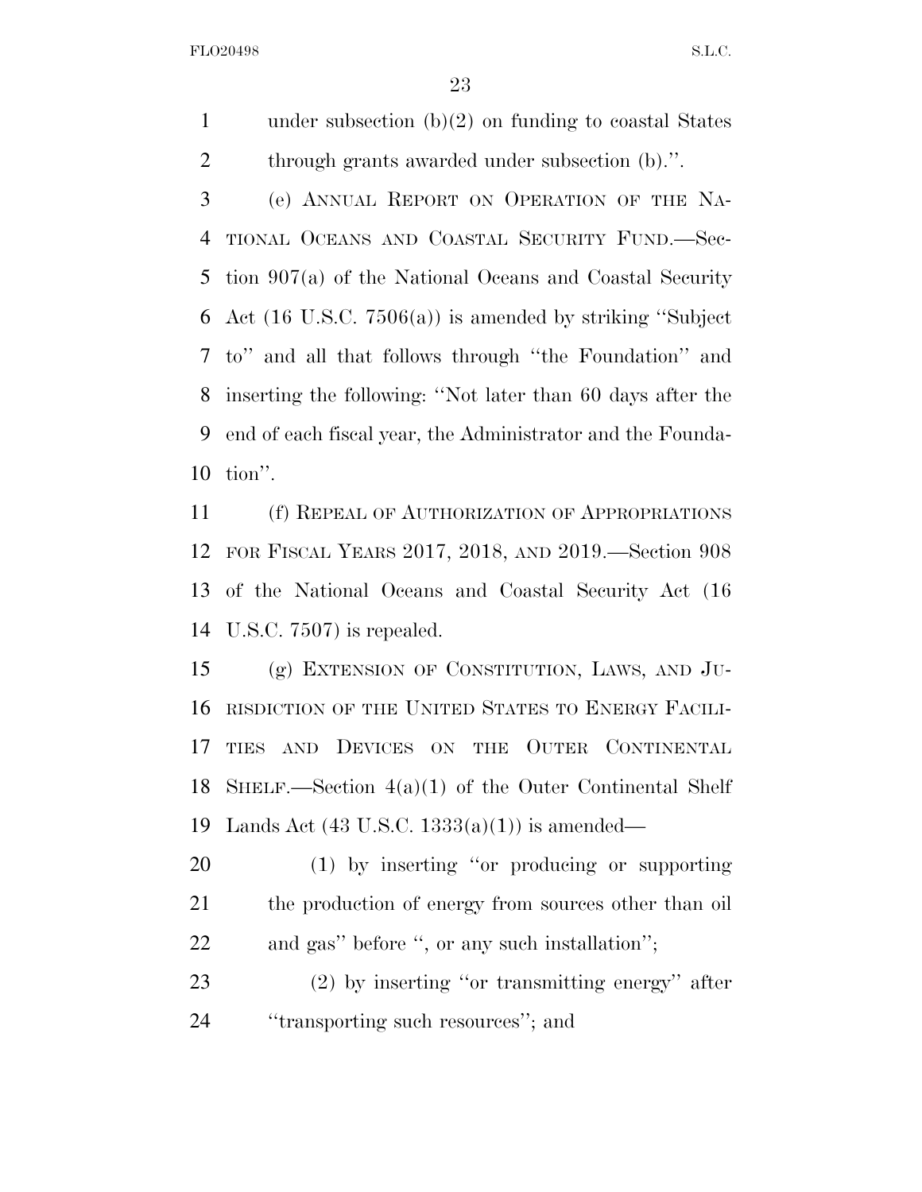under subsection (b)(2) on funding to coastal States through grants awarded under subsection (b).''.

(e) ANNUAL REPORT ON OPERATION OF THE NATIONAL OCEANS AND COASTAL SECURITY FUND.—Section 907(a) of the National Oceans and Coastal Security Act (16 U.S.C. 7506(a)) is amended by striking ''Subject to'' and all that follows through ''the Foundation'' and inserting the following: ''Not later than 60 days after the end of each fiscal year, the Administrator and the Foundation''.

(f) REPEAL OF AUTHORIZATION OF APPROPRIATIONS FOR FISCAL YEARS 2017, 2018, AND 2019.—Section 908 of the National Oceans and Coastal Security Act (16 U.S.C. 7507) is repealed.

(g) EXTENSION OF CONSTITUTION, LAWS, AND JURISDICTION OF THE UNITED STATES TO ENERGY FACILITIES AND DEVICES ON THE OUTER CONTINENTAL SHELF.—Section 4(a)(1) of the Outer Continental Shelf Lands Act (43 U.S.C. 1333(a)(1)) is amended—

(1) by inserting ''or producing or supporting the production of energy from sources other than oil and gas'' before '', or any such installation'';

(2) by inserting ''or transmitting energy'' after ''transporting such resources''; and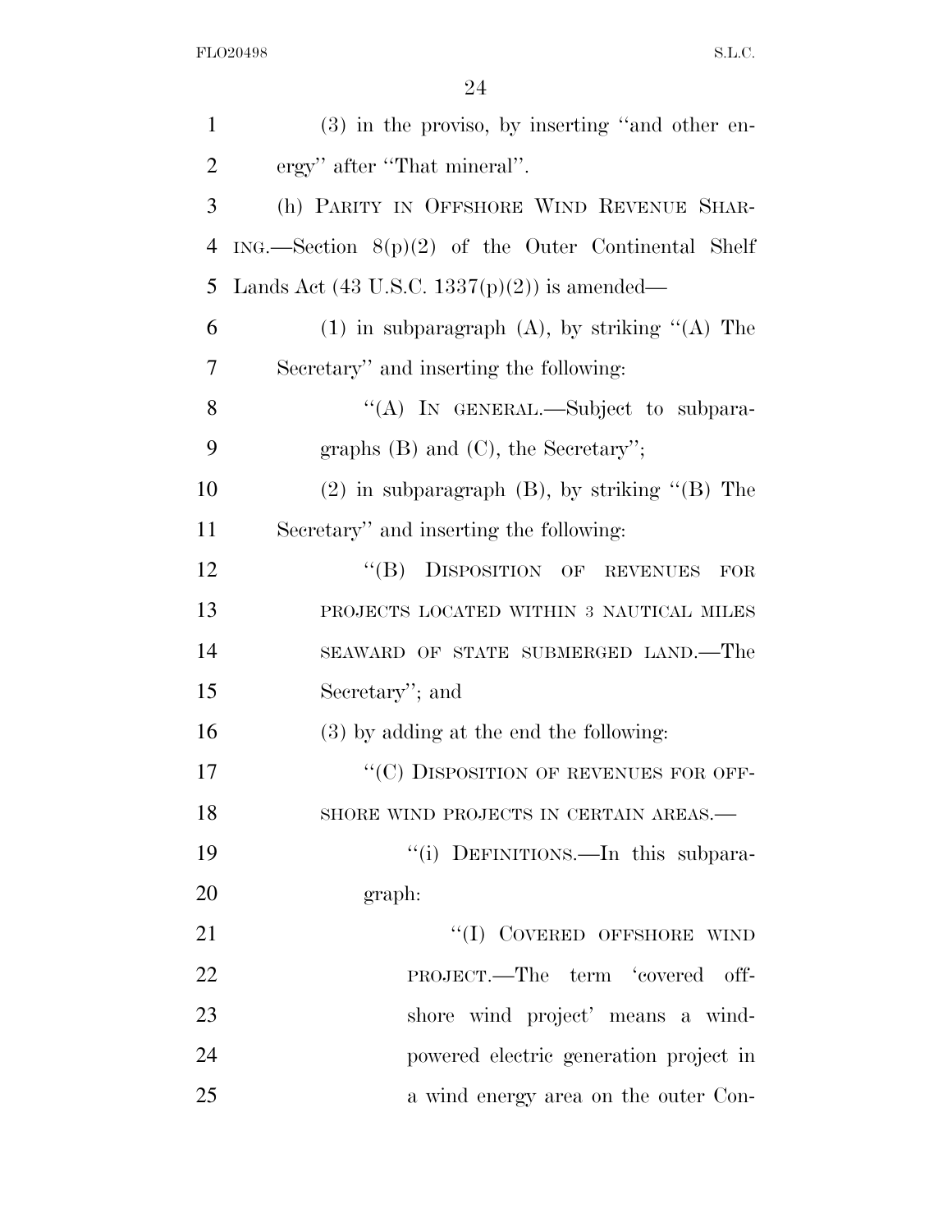(3) in the proviso, by inserting "and other energy" after "That mineral".

(h) PARITY IN OFFSHORE WIND REVENUE SHARING.—Section 8(p)(2) of the Outer Continental Shelf Lands Act (43 U.S.C. 1337(p)(2)) is amended—

(1) in subparagraph (A), by striking "(A) The Secretary" and inserting the following:

"(A) IN GENERAL.—Subject to subparagraphs (B) and (C), the Secretary";

(2) in subparagraph (B), by striking "(B) The Secretary" and inserting the following:

"(B) DISPOSITION OF REVENUES FOR PROJECTS LOCATED WITHIN 3 NAUTICAL MILES SEAWARD OF STATE SUBMERGED LAND.—The Secretary"; and

(3) by adding at the end the following:

"(C) DISPOSITION OF REVENUES FOR OFFSHORE WIND PROJECTS IN CERTAIN AREAS.—

"(i) DEFINITIONS.—In this subparagraph:

"(I) COVERED OFFSHORE WIND PROJECT.—The term 'covered offshore wind project' means a wind-powered electric generation project in a wind energy area on the outer Con-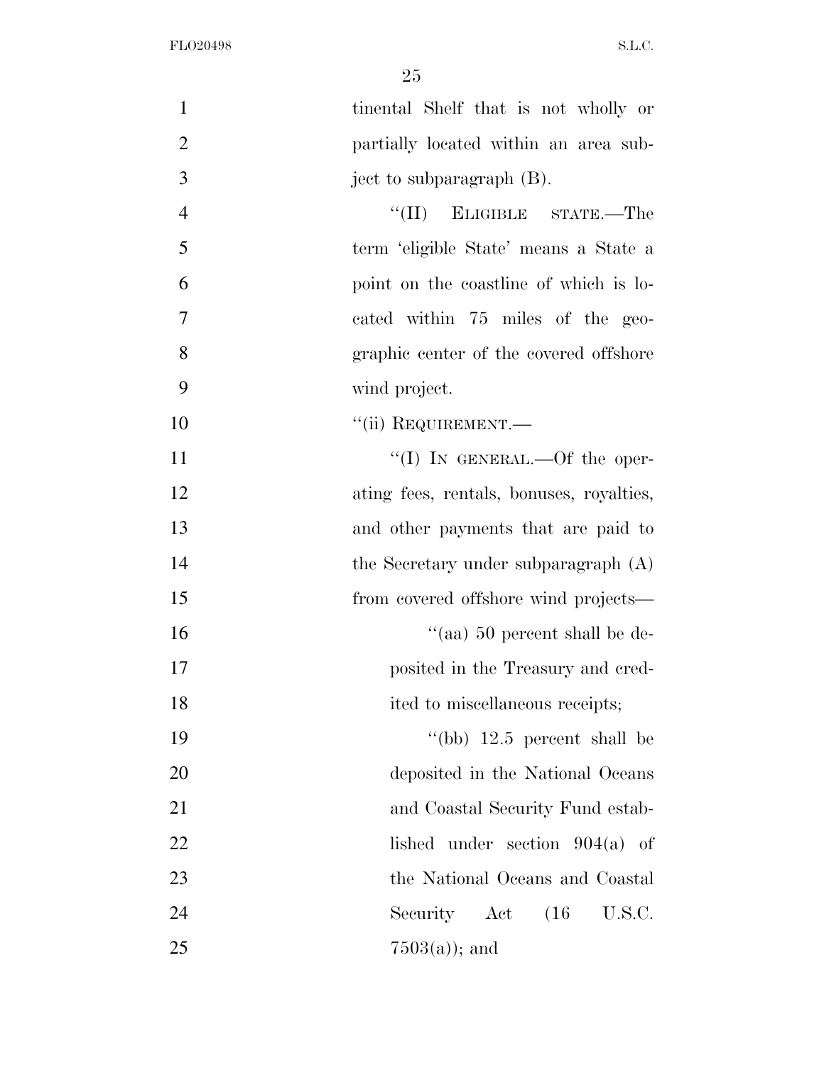tinental Shelf that is not wholly or partially located within an area subject to subparagraph (B).

''(II) ELIGIBLE STATE.—The term 'eligible State' means a State a point on the coastline of which is located within 75 miles of the geographic center of the covered offshore wind project.

''(ii) REQUIREMENT.—

''(I) IN GENERAL.—Of the operating fees, rentals, bonuses, royalties, and other payments that are paid to the Secretary under subparagraph (A) from covered offshore wind projects—

''(aa) 50 percent shall be deposited in the Treasury and credited to miscellaneous receipts;

''(bb) 12.5 percent shall be deposited in the National Oceans and Coastal Security Fund established under section 904(a) of the National Oceans and Coastal Security Act (16 U.S.C. 7503(a)); and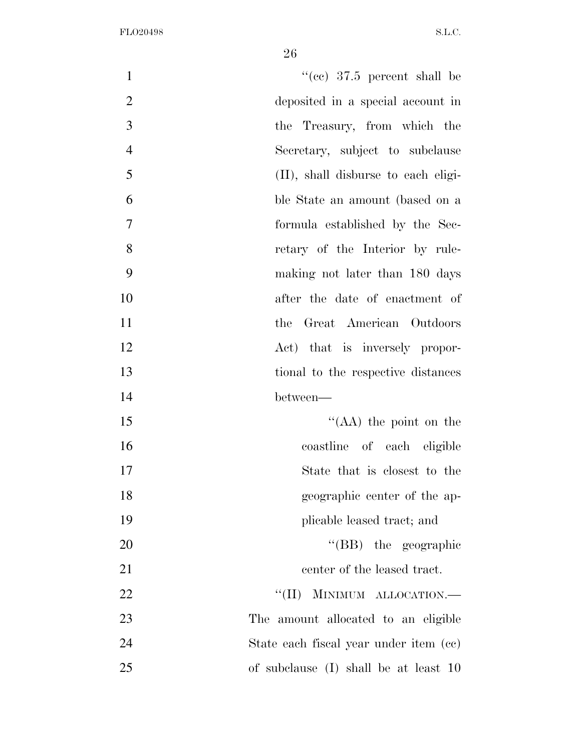"(cc) 37.5 percent shall be deposited in a special account in the Treasury, from which the Secretary, subject to subclause (II), shall disburse to each eligible State an amount (based on a formula established by the Secretary of the Interior by rulemaking not later than 180 days after the date of enactment of the Great American Outdoors Act) that is inversely proportional to the respective distances between—

"(AA) the point on the coastline of each eligible State that is closest to the geographic center of the applicable leased tract; and

"(BB) the geographic center of the leased tract.

"(II) MINIMUM ALLOCATION.—The amount allocated to an eligible State each fiscal year under item (cc) of subclause (I) shall be at least 10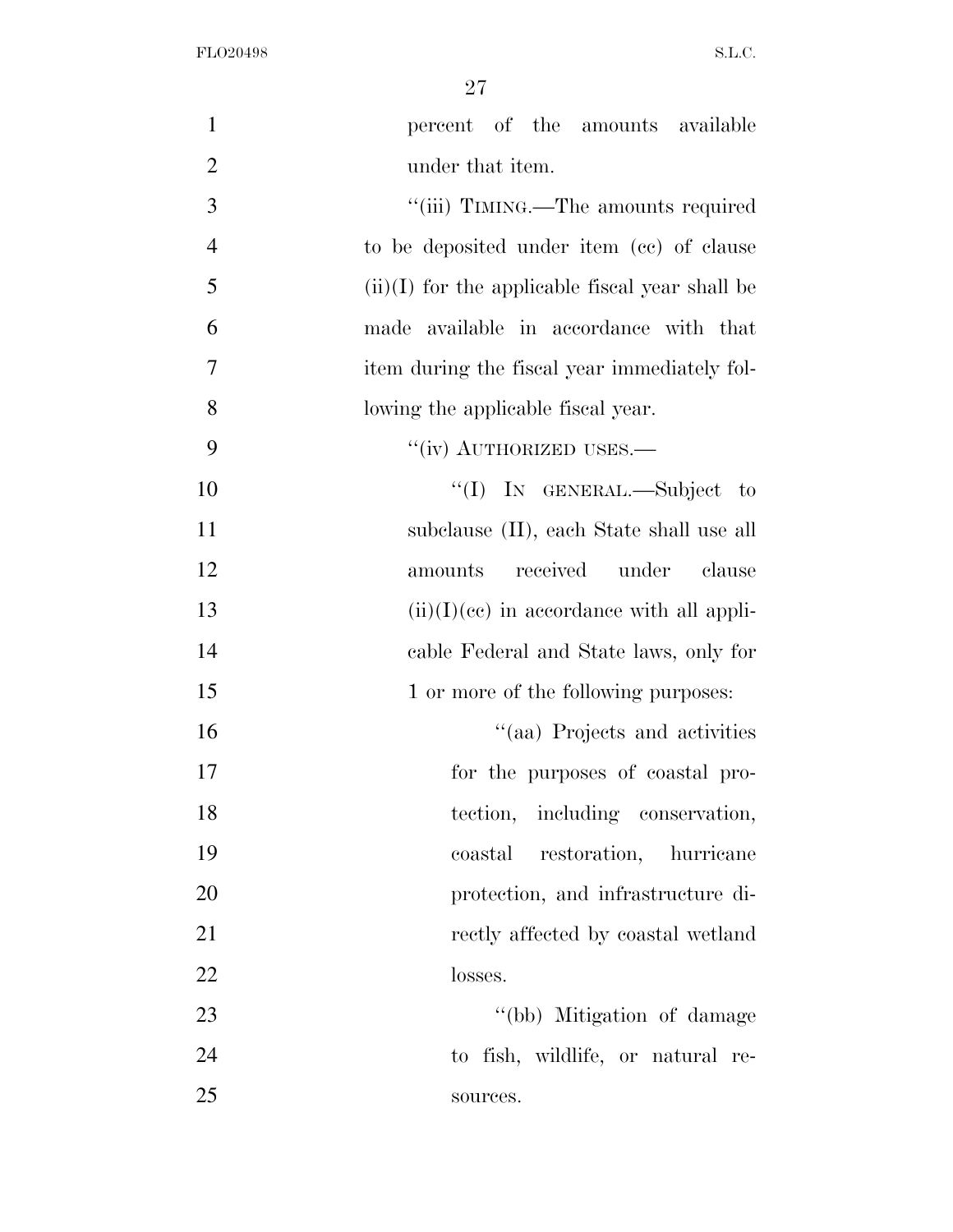percent of the amounts available under that item.

''(iii) TIMING.—The amounts required to be deposited under item (cc) of clause (ii)(I) for the applicable fiscal year shall be made available in accordance with that item during the fiscal year immediately following the applicable fiscal year.

''(iv) AUTHORIZED USES.—

''(I) IN GENERAL.—Subject to subclause (II), each State shall use all amounts received under clause (ii)(I)(cc) in accordance with all applicable Federal and State laws, only for 1 or more of the following purposes:

''(aa) Projects and activities for the purposes of coastal protection, including conservation, coastal restoration, hurricane protection, and infrastructure directly affected by coastal wetland losses.

''(bb) Mitigation of damage to fish, wildlife, or natural resources.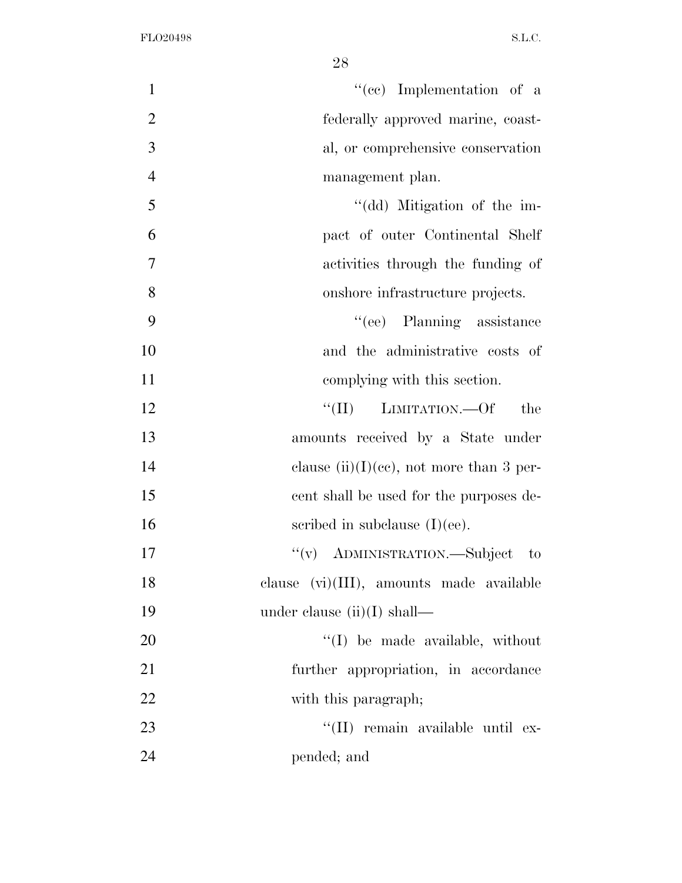"(cc) Implementation of a federally approved marine, coastal, or comprehensive conservation management plan.

"(dd) Mitigation of the impact of outer Continental Shelf activities through the funding of onshore infrastructure projects.

"(ee) Planning assistance and the administrative costs of complying with this section.

"(II) LIMITATION.—Of the amounts received by a State under clause (ii)(I)(cc), not more than 3 percent shall be used for the purposes described in subclause (I)(ee).

"(v) ADMINISTRATION.—Subject to clause (vi)(III), amounts made available under clause (ii)(I) shall—

"(I) be made available, without further appropriation, in accordance with this paragraph;

"(II) remain available until expended; and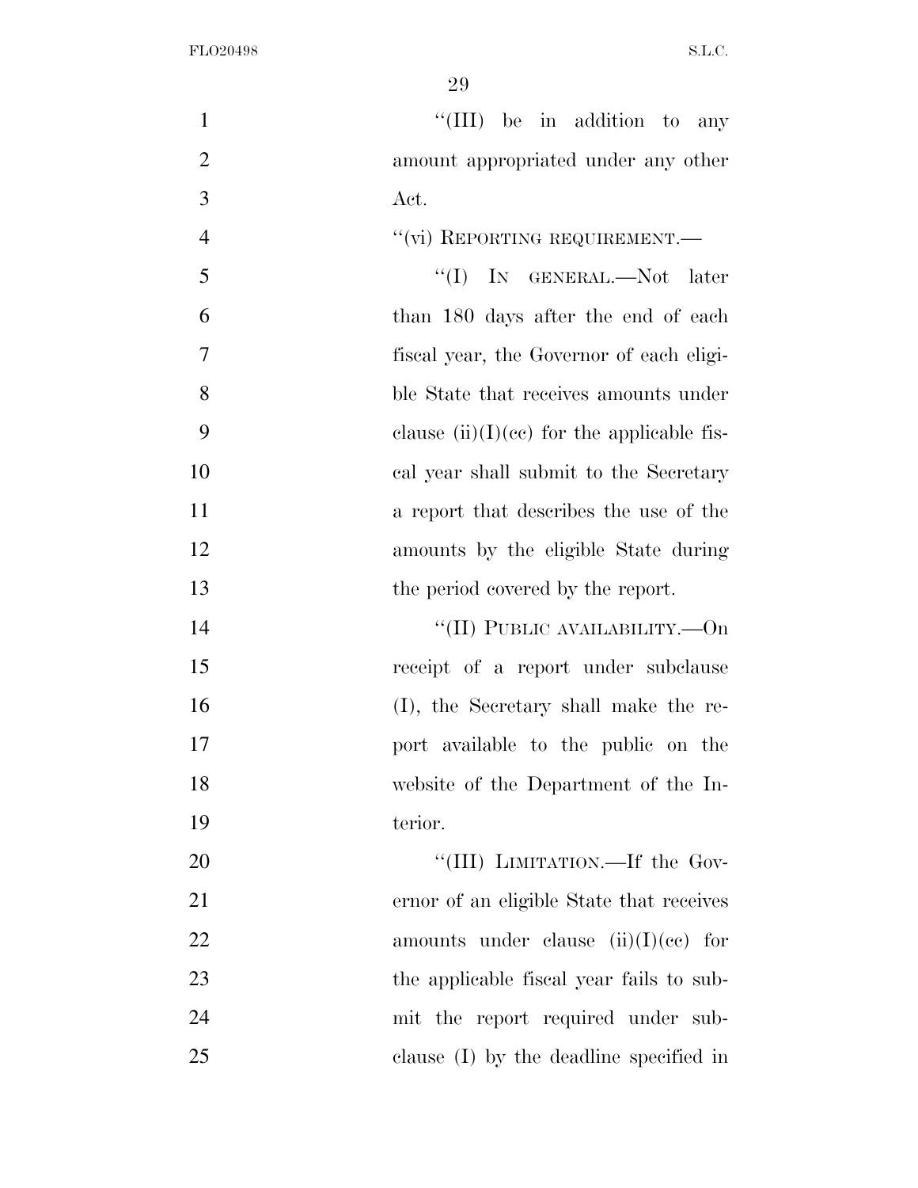"(III) be in addition to any amount appropriated under any other Act.

"(vi) REPORTING REQUIREMENT.—

"(I) IN GENERAL.—Not later than 180 days after the end of each fiscal year, the Governor of each eligible State that receives amounts under clause (ii)(I)(cc) for the applicable fiscal year shall submit to the Secretary a report that describes the use of the amounts by the eligible State during the period covered by the report.

"(II) PUBLIC AVAILABILITY.—On receipt of a report under subclause (I), the Secretary shall make the report available to the public on the website of the Department of the Interior.

"(III) LIMITATION.—If the Governor of an eligible State that receives amounts under clause (ii)(I)(cc) for the applicable fiscal year fails to submit the report required under subclause (I) by the deadline specified in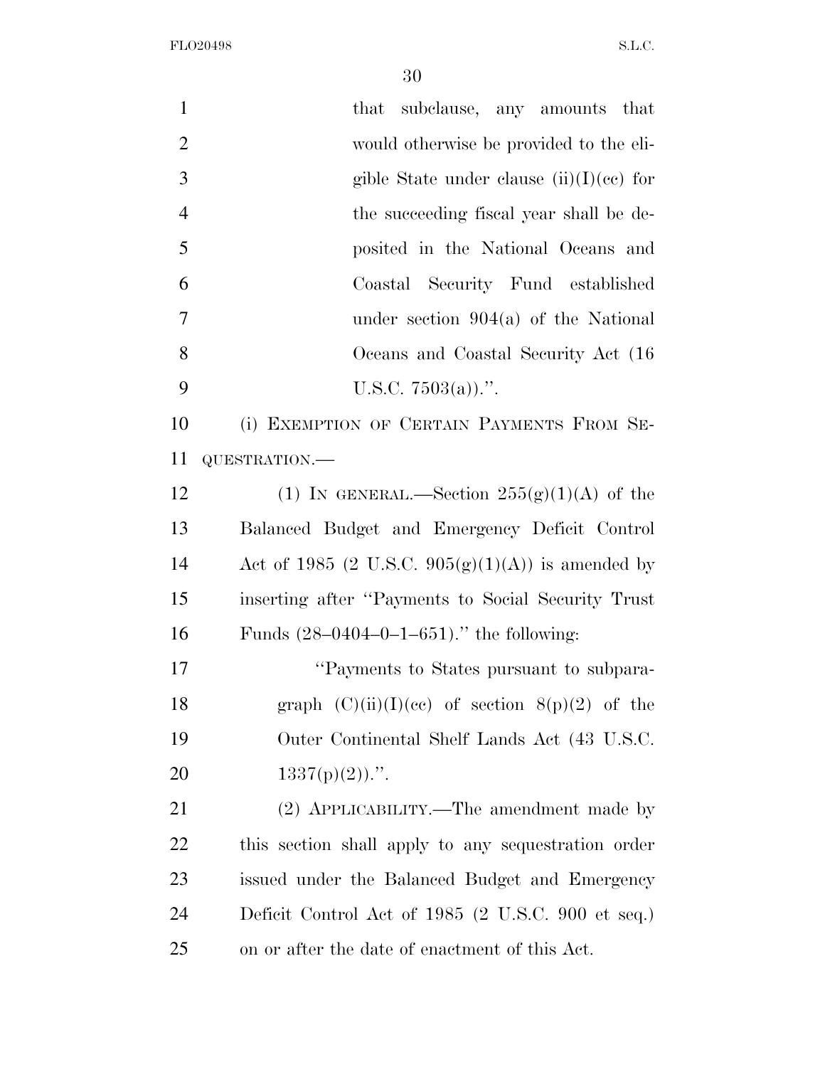that subclause, any amounts that would otherwise be provided to the eligible State under clause (ii)(I)(cc) for the succeeding fiscal year shall be deposited in the National Oceans and Coastal Security Fund established under section 904(a) of the National Oceans and Coastal Security Act (16 U.S.C. 7503(a)).''.

(i) EXEMPTION OF CERTAIN PAYMENTS FROM SEQUESTRATION.—

(1) IN GENERAL.—Section 255(g)(1)(A) of the Balanced Budget and Emergency Deficit Control Act of 1985 (2 U.S.C. 905(g)(1)(A)) is amended by inserting after ''Payments to Social Security Trust Funds (28–0404–0–1–651).'' the following:

''Payments to States pursuant to subparagraph (C)(ii)(I)(cc) of section 8(p)(2) of the Outer Continental Shelf Lands Act (43 U.S.C. 1337(p)(2)).''.

(2) APPLICABILITY.—The amendment made by this section shall apply to any sequestration order issued under the Balanced Budget and Emergency Deficit Control Act of 1985 (2 U.S.C. 900 et seq.) on or after the date of enactment of this Act.